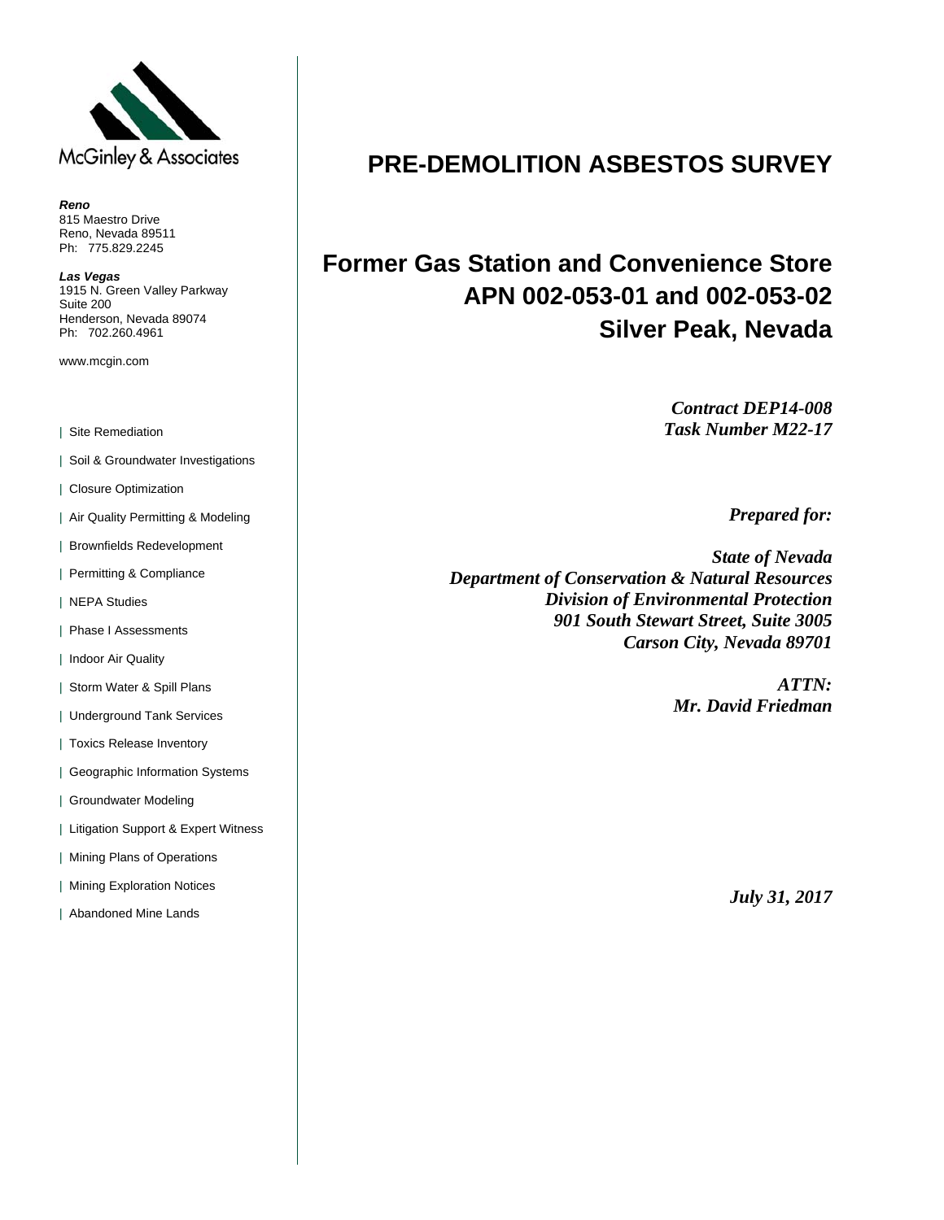McGinley & Associates

***Reno***
815 Maestro Drive
Reno, Nevada 89511
Ph: 775.829.2245

***Las Vegas***
1915 N. Green Valley Parkway
Suite 200
Henderson, Nevada 89074
Ph: 702.260.4961

www.mcgin.com

- Site Remediation
- Soil & Groundwater Investigations
- Closure Optimization
- Air Quality Permitting & Modeling
- Brownfields Redevelopment
- Permitting & Compliance
- NEPA Studies
- Phase I Assessments
- Indoor Air Quality
- Storm Water & Spill Plans
- Underground Tank Services
- Toxics Release Inventory
- Geographic Information Systems
- Groundwater Modeling
- Litigation Support & Expert Witness
- Mining Plans of Operations
- Mining Exploration Notices
- Abandoned Mine Lands

# PRE-DEMOLITION ASBESTOS SURVEY

## Former Gas Station and Convenience Store
## APN 002-053-01 and 002-053-02
## Silver Peak, Nevada

***Contract DEP14-008***
***Task Number M22-17***

***Prepared for:***

***State of Nevada***
***Department of Conservation & Natural Resources***
***Division of Environmental Protection***
***901 South Stewart Street, Suite 3005***
***Carson City, Nevada 89701***

***ATTN:***
***Mr. David Friedman***

***July 31, 2017***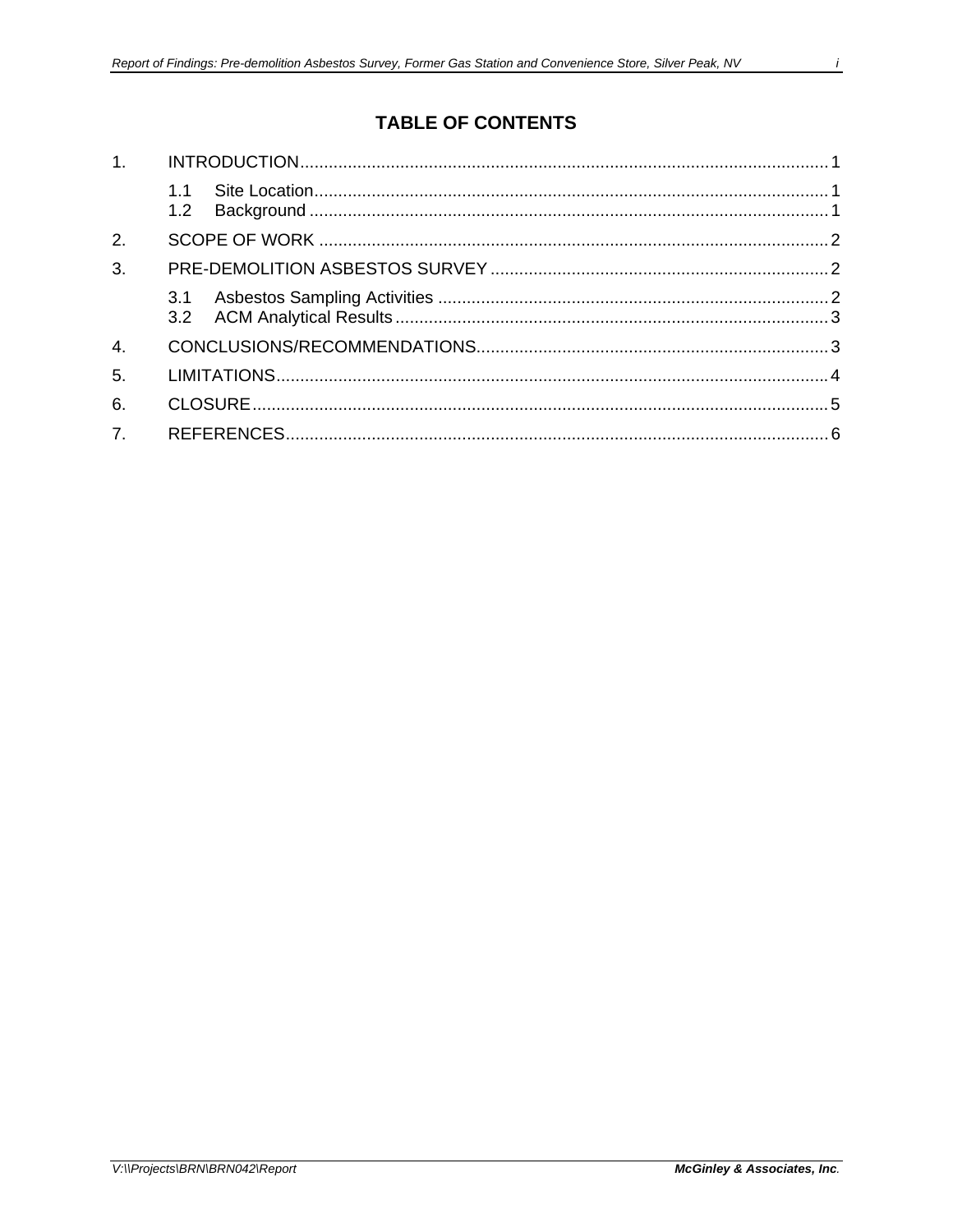# TABLE OF CONTENTS

1. INTRODUCTION .......... 1
   - 1.1 Site Location .......... 1
   - 1.2 Background .......... 1
2. SCOPE OF WORK .......... 2
3. PRE-DEMOLITION ASBESTOS SURVEY .......... 2
   - 3.1 Asbestos Sampling Activities .......... 2
   - 3.2 ACM Analytical Results .......... 3
4. CONCLUSIONS/RECOMMENDATIONS .......... 3
5. LIMITATIONS .......... 4
6. CLOSURE .......... 5
7. REFERENCES .......... 6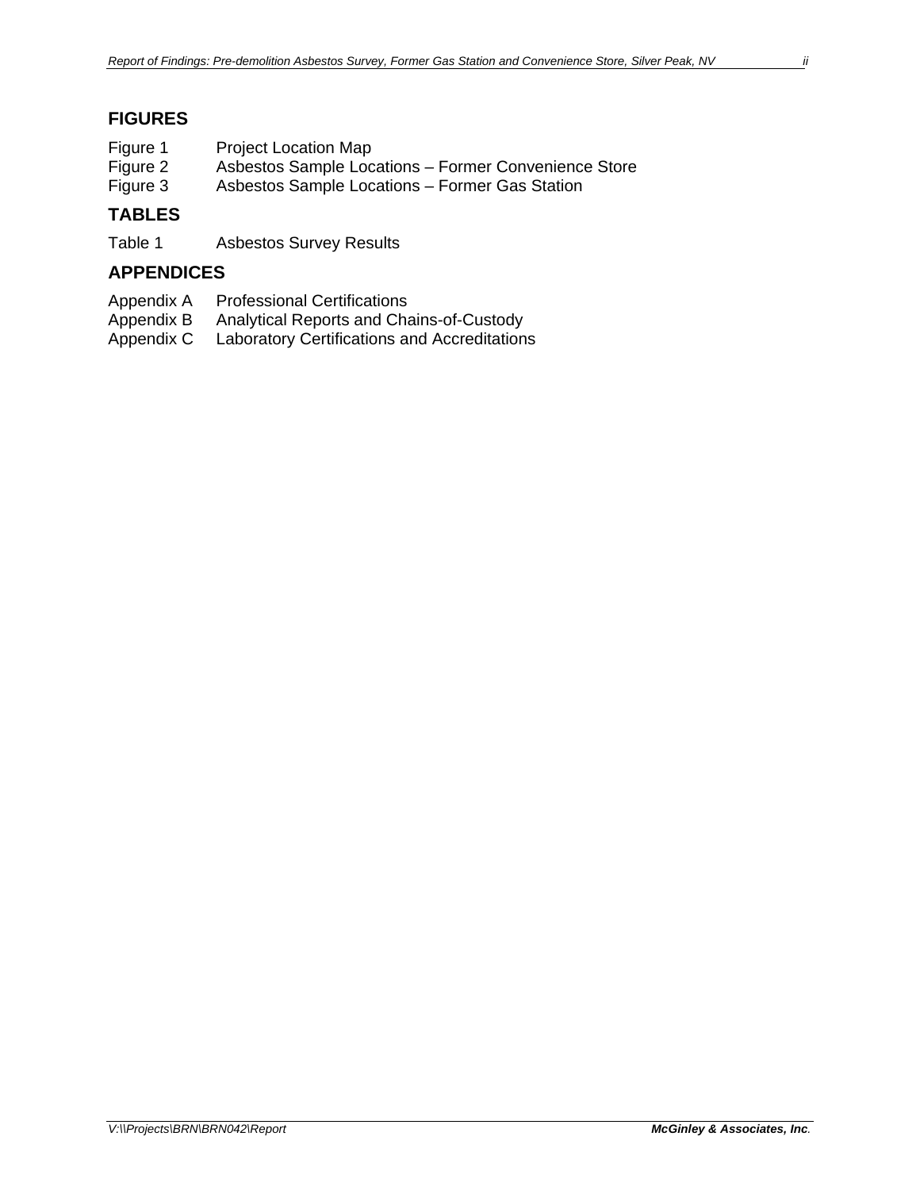## FIGURES

Figure 1 Project Location Map
Figure 2 Asbestos Sample Locations – Former Convenience Store
Figure 3 Asbestos Sample Locations – Former Gas Station

## TABLES

Table 1 Asbestos Survey Results

## APPENDICES

Appendix A Professional Certifications
Appendix B Analytical Reports and Chains-of-Custody
Appendix C Laboratory Certifications and Accreditations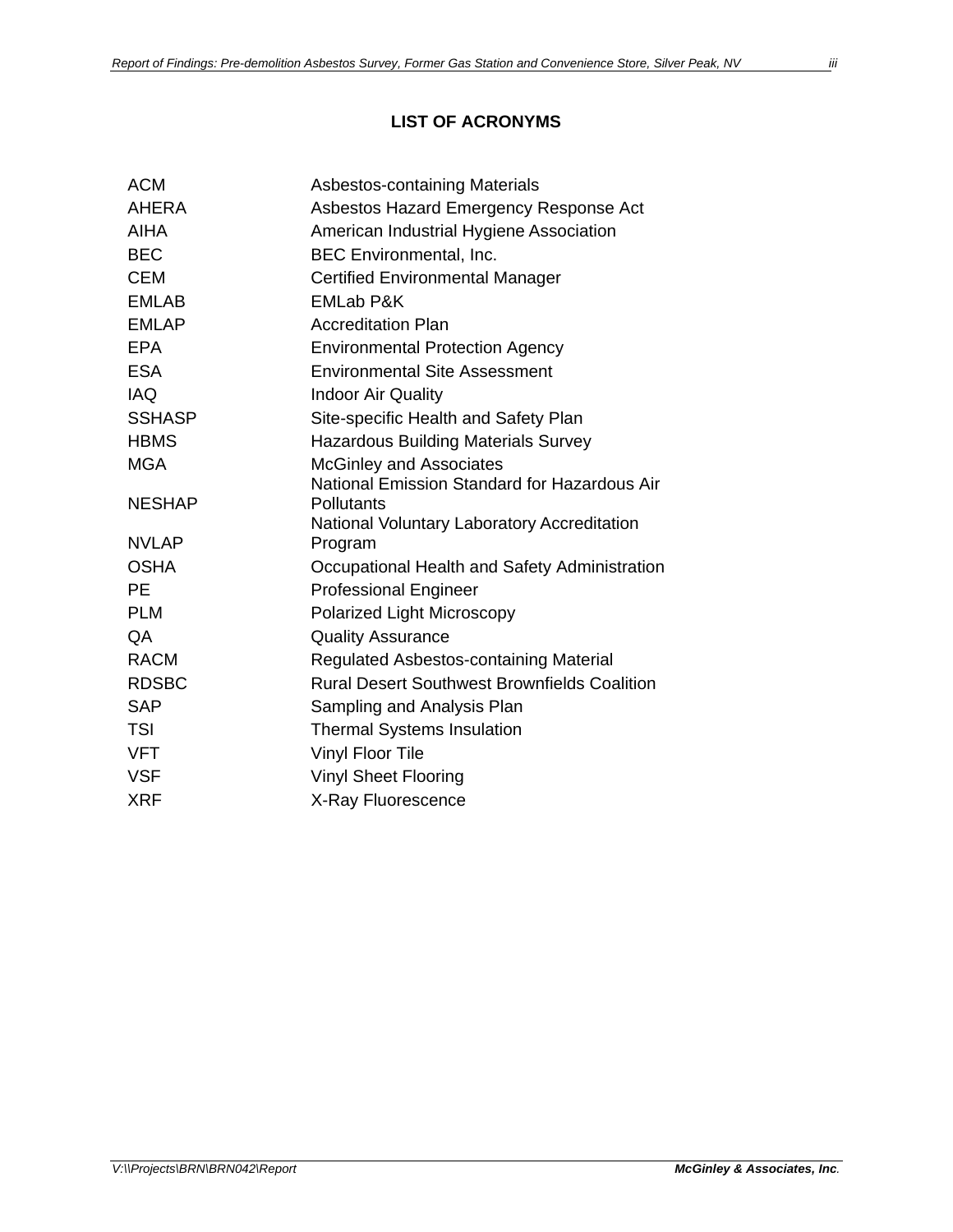## LIST OF ACRONYMS

| | |
|---|---|
| ACM | Asbestos-containing Materials |
| AHERA | Asbestos Hazard Emergency Response Act |
| AIHA | American Industrial Hygiene Association |
| BEC | BEC Environmental, Inc. |
| CEM | Certified Environmental Manager |
| EMLAB | EMLab P&K |
| EMLAP | Accreditation Plan |
| EPA | Environmental Protection Agency |
| ESA | Environmental Site Assessment |
| IAQ | Indoor Air Quality |
| SSHASP | Site-specific Health and Safety Plan |
| HBMS | Hazardous Building Materials Survey |
| MGA | McGinley and Associates |
| NESHAP | National Emission Standard for Hazardous Air Pollutants |
| NVLAP | National Voluntary Laboratory Accreditation Program |
| OSHA | Occupational Health and Safety Administration |
| PE | Professional Engineer |
| PLM | Polarized Light Microscopy |
| QA | Quality Assurance |
| RACM | Regulated Asbestos-containing Material |
| RDSBC | Rural Desert Southwest Brownfields Coalition |
| SAP | Sampling and Analysis Plan |
| TSI | Thermal Systems Insulation |
| VFT | Vinyl Floor Tile |
| VSF | Vinyl Sheet Flooring |
| XRF | X-Ray Fluorescence |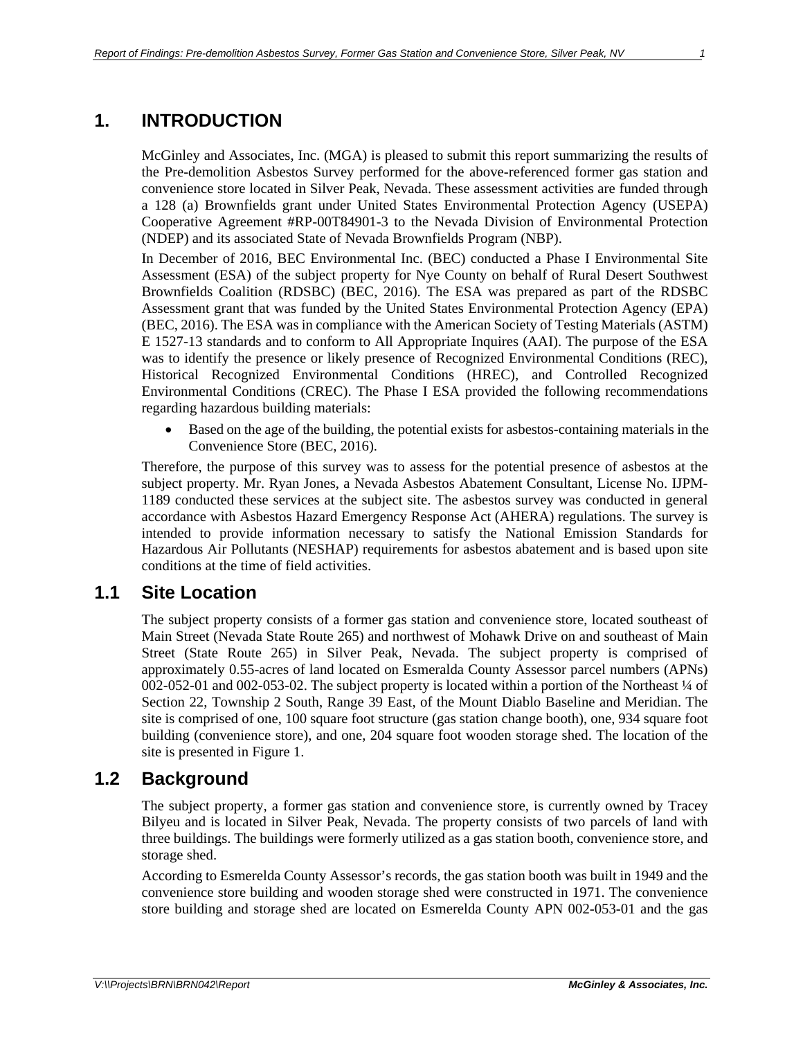# 1. INTRODUCTION

McGinley and Associates, Inc. (MGA) is pleased to submit this report summarizing the results of the Pre-demolition Asbestos Survey performed for the above-referenced former gas station and convenience store located in Silver Peak, Nevada. These assessment activities are funded through a 128 (a) Brownfields grant under United States Environmental Protection Agency (USEPA) Cooperative Agreement #RP-00T84901-3 to the Nevada Division of Environmental Protection (NDEP) and its associated State of Nevada Brownfields Program (NBP).

In December of 2016, BEC Environmental Inc. (BEC) conducted a Phase I Environmental Site Assessment (ESA) of the subject property for Nye County on behalf of Rural Desert Southwest Brownfields Coalition (RDSBC) (BEC, 2016). The ESA was prepared as part of the RDSBC Assessment grant that was funded by the United States Environmental Protection Agency (EPA) (BEC, 2016). The ESA was in compliance with the American Society of Testing Materials (ASTM) E 1527-13 standards and to conform to All Appropriate Inquires (AAI). The purpose of the ESA was to identify the presence or likely presence of Recognized Environmental Conditions (REC), Historical Recognized Environmental Conditions (HREC), and Controlled Recognized Environmental Conditions (CREC). The Phase I ESA provided the following recommendations regarding hazardous building materials:

- Based on the age of the building, the potential exists for asbestos-containing materials in the Convenience Store (BEC, 2016).

Therefore, the purpose of this survey was to assess for the potential presence of asbestos at the subject property. Mr. Ryan Jones, a Nevada Asbestos Abatement Consultant, License No. IJPM-1189 conducted these services at the subject site. The asbestos survey was conducted in general accordance with Asbestos Hazard Emergency Response Act (AHERA) regulations. The survey is intended to provide information necessary to satisfy the National Emission Standards for Hazardous Air Pollutants (NESHAP) requirements for asbestos abatement and is based upon site conditions at the time of field activities.

## 1.1 Site Location

The subject property consists of a former gas station and convenience store, located southeast of Main Street (Nevada State Route 265) and northwest of Mohawk Drive on and southeast of Main Street (State Route 265) in Silver Peak, Nevada. The subject property is comprised of approximately 0.55-acres of land located on Esmeralda County Assessor parcel numbers (APNs) 002-052-01 and 002-053-02. The subject property is located within a portion of the Northeast ¼ of Section 22, Township 2 South, Range 39 East, of the Mount Diablo Baseline and Meridian. The site is comprised of one, 100 square foot structure (gas station change booth), one, 934 square foot building (convenience store), and one, 204 square foot wooden storage shed. The location of the site is presented in Figure 1.

## 1.2 Background

The subject property, a former gas station and convenience store, is currently owned by Tracey Bilyeu and is located in Silver Peak, Nevada. The property consists of two parcels of land with three buildings. The buildings were formerly utilized as a gas station booth, convenience store, and storage shed.

According to Esmerelda County Assessor's records, the gas station booth was built in 1949 and the convenience store building and wooden storage shed were constructed in 1971. The convenience store building and storage shed are located on Esmerelda County APN 002-053-01 and the gas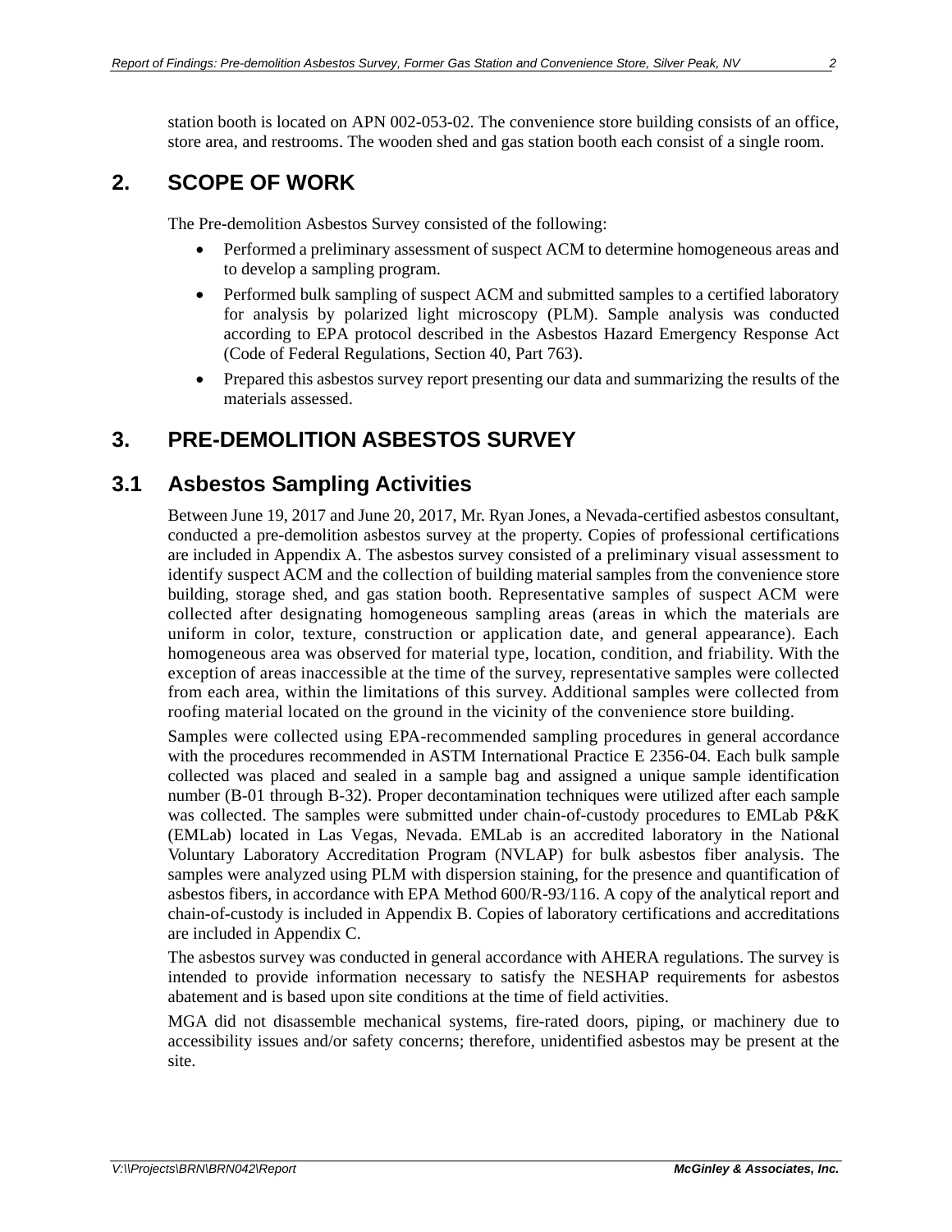station booth is located on APN 002-053-02. The convenience store building consists of an office, store area, and restrooms. The wooden shed and gas station booth each consist of a single room.

## 2. SCOPE OF WORK

The Pre-demolition Asbestos Survey consisted of the following:

- Performed a preliminary assessment of suspect ACM to determine homogeneous areas and to develop a sampling program.
- Performed bulk sampling of suspect ACM and submitted samples to a certified laboratory for analysis by polarized light microscopy (PLM). Sample analysis was conducted according to EPA protocol described in the Asbestos Hazard Emergency Response Act (Code of Federal Regulations, Section 40, Part 763).
- Prepared this asbestos survey report presenting our data and summarizing the results of the materials assessed.

## 3. PRE-DEMOLITION ASBESTOS SURVEY

### 3.1 Asbestos Sampling Activities

Between June 19, 2017 and June 20, 2017, Mr. Ryan Jones, a Nevada-certified asbestos consultant, conducted a pre-demolition asbestos survey at the property. Copies of professional certifications are included in Appendix A. The asbestos survey consisted of a preliminary visual assessment to identify suspect ACM and the collection of building material samples from the convenience store building, storage shed, and gas station booth. Representative samples of suspect ACM were collected after designating homogeneous sampling areas (areas in which the materials are uniform in color, texture, construction or application date, and general appearance). Each homogeneous area was observed for material type, location, condition, and friability. With the exception of areas inaccessible at the time of the survey, representative samples were collected from each area, within the limitations of this survey. Additional samples were collected from roofing material located on the ground in the vicinity of the convenience store building.

Samples were collected using EPA-recommended sampling procedures in general accordance with the procedures recommended in ASTM International Practice E 2356-04. Each bulk sample collected was placed and sealed in a sample bag and assigned a unique sample identification number (B-01 through B-32). Proper decontamination techniques were utilized after each sample was collected. The samples were submitted under chain-of-custody procedures to EMLab P&K (EMLab) located in Las Vegas, Nevada. EMLab is an accredited laboratory in the National Voluntary Laboratory Accreditation Program (NVLAP) for bulk asbestos fiber analysis. The samples were analyzed using PLM with dispersion staining, for the presence and quantification of asbestos fibers, in accordance with EPA Method 600/R-93/116. A copy of the analytical report and chain-of-custody is included in Appendix B. Copies of laboratory certifications and accreditations are included in Appendix C.

The asbestos survey was conducted in general accordance with AHERA regulations. The survey is intended to provide information necessary to satisfy the NESHAP requirements for asbestos abatement and is based upon site conditions at the time of field activities.

MGA did not disassemble mechanical systems, fire-rated doors, piping, or machinery due to accessibility issues and/or safety concerns; therefore, unidentified asbestos may be present at the site.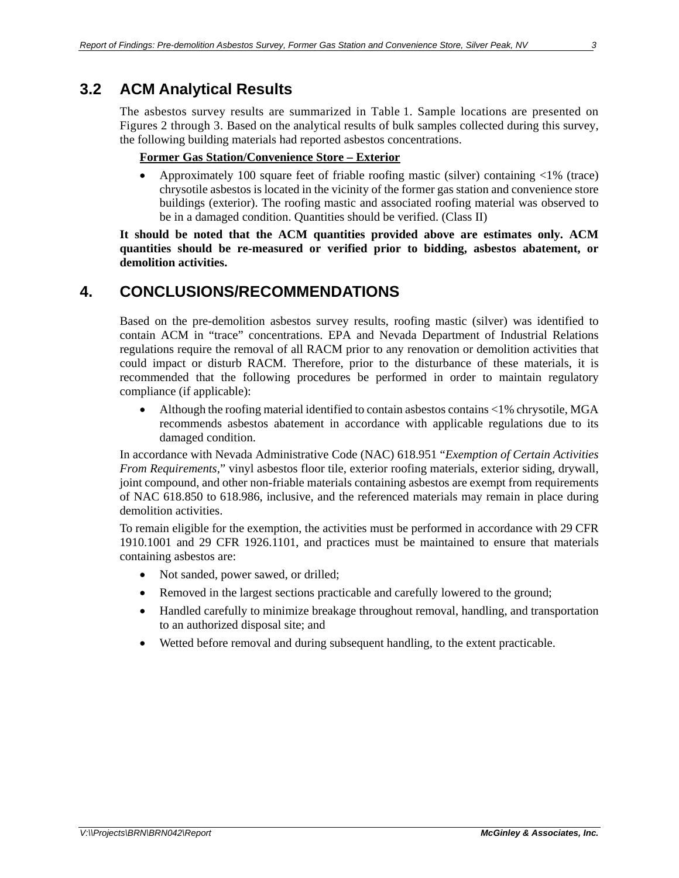## 3.2 ACM Analytical Results

The asbestos survey results are summarized in Table 1. Sample locations are presented on Figures 2 through 3. Based on the analytical results of bulk samples collected during this survey, the following building materials had reported asbestos concentrations.

**Former Gas Station/Convenience Store – Exterior**

- Approximately 100 square feet of friable roofing mastic (silver) containing <1% (trace) chrysotile asbestos is located in the vicinity of the former gas station and convenience store buildings (exterior). The roofing mastic and associated roofing material was observed to be in a damaged condition. Quantities should be verified. (Class II)

**It should be noted that the ACM quantities provided above are estimates only. ACM quantities should be re-measured or verified prior to bidding, asbestos abatement, or demolition activities.**

# 4. CONCLUSIONS/RECOMMENDATIONS

Based on the pre-demolition asbestos survey results, roofing mastic (silver) was identified to contain ACM in "trace" concentrations. EPA and Nevada Department of Industrial Relations regulations require the removal of all RACM prior to any renovation or demolition activities that could impact or disturb RACM. Therefore, prior to the disturbance of these materials, it is recommended that the following procedures be performed in order to maintain regulatory compliance (if applicable):

- Although the roofing material identified to contain asbestos contains <1% chrysotile, MGA recommends asbestos abatement in accordance with applicable regulations due to its damaged condition.

In accordance with Nevada Administrative Code (NAC) 618.951 "*Exemption of Certain Activities From Requirements*," vinyl asbestos floor tile, exterior roofing materials, exterior siding, drywall, joint compound, and other non-friable materials containing asbestos are exempt from requirements of NAC 618.850 to 618.986, inclusive, and the referenced materials may remain in place during demolition activities.

To remain eligible for the exemption, the activities must be performed in accordance with 29 CFR 1910.1001 and 29 CFR 1926.1101, and practices must be maintained to ensure that materials containing asbestos are:

- Not sanded, power sawed, or drilled;
- Removed in the largest sections practicable and carefully lowered to the ground;
- Handled carefully to minimize breakage throughout removal, handling, and transportation to an authorized disposal site; and
- Wetted before removal and during subsequent handling, to the extent practicable.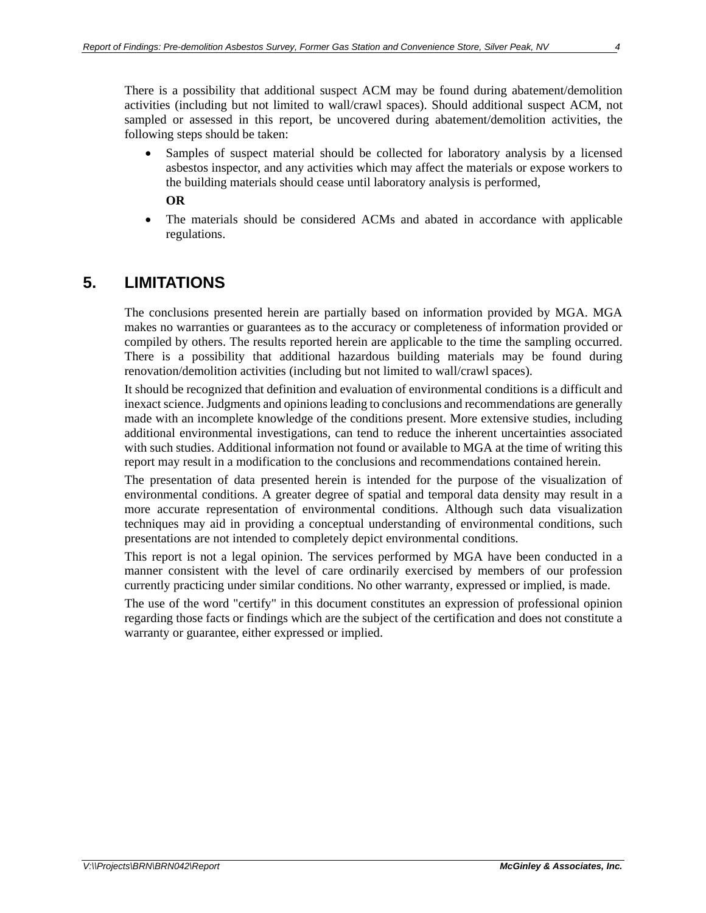There is a possibility that additional suspect ACM may be found during abatement/demolition activities (including but not limited to wall/crawl spaces). Should additional suspect ACM, not sampled or assessed in this report, be uncovered during abatement/demolition activities, the following steps should be taken:

- Samples of suspect material should be collected for laboratory analysis by a licensed asbestos inspector, and any activities which may affect the materials or expose workers to the building materials should cease until laboratory analysis is performed,

  **OR**

- The materials should be considered ACMs and abated in accordance with applicable regulations.

# 5. LIMITATIONS

The conclusions presented herein are partially based on information provided by MGA. MGA makes no warranties or guarantees as to the accuracy or completeness of information provided or compiled by others. The results reported herein are applicable to the time the sampling occurred. There is a possibility that additional hazardous building materials may be found during renovation/demolition activities (including but not limited to wall/crawl spaces).

It should be recognized that definition and evaluation of environmental conditions is a difficult and inexact science. Judgments and opinions leading to conclusions and recommendations are generally made with an incomplete knowledge of the conditions present. More extensive studies, including additional environmental investigations, can tend to reduce the inherent uncertainties associated with such studies. Additional information not found or available to MGA at the time of writing this report may result in a modification to the conclusions and recommendations contained herein.

The presentation of data presented herein is intended for the purpose of the visualization of environmental conditions. A greater degree of spatial and temporal data density may result in a more accurate representation of environmental conditions. Although such data visualization techniques may aid in providing a conceptual understanding of environmental conditions, such presentations are not intended to completely depict environmental conditions.

This report is not a legal opinion. The services performed by MGA have been conducted in a manner consistent with the level of care ordinarily exercised by members of our profession currently practicing under similar conditions. No other warranty, expressed or implied, is made.

The use of the word "certify" in this document constitutes an expression of professional opinion regarding those facts or findings which are the subject of the certification and does not constitute a warranty or guarantee, either expressed or implied.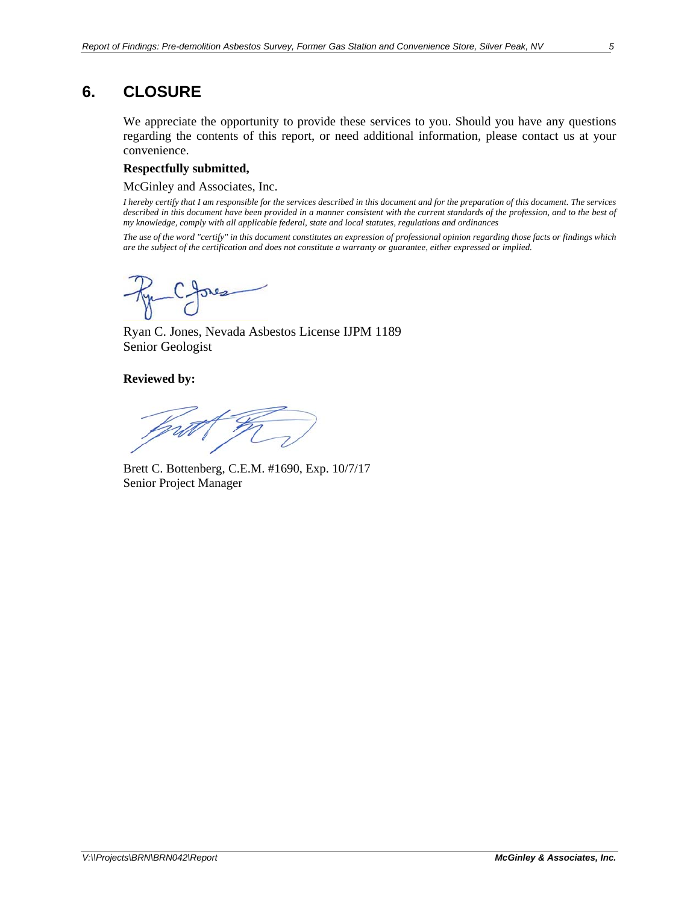## 6. CLOSURE

We appreciate the opportunity to provide these services to you. Should you have any questions regarding the contents of this report, or need additional information, please contact us at your convenience.

**Respectfully submitted,**

McGinley and Associates, Inc.

*I hereby certify that I am responsible for the services described in this document and for the preparation of this document. The services described in this document have been provided in a manner consistent with the current standards of the profession, and to the best of my knowledge, comply with all applicable federal, state and local statutes, regulations and ordinances*

*The use of the word "certify" in this document constitutes an expression of professional opinion regarding those facts or findings which are the subject of the certification and does not constitute a warranty or guarantee, either expressed or implied.*

Ryan C. Jones, Nevada Asbestos License IJPM 1189
Senior Geologist

**Reviewed by:**

Brett C. Bottenberg, C.E.M. #1690, Exp. 10/7/17
Senior Project Manager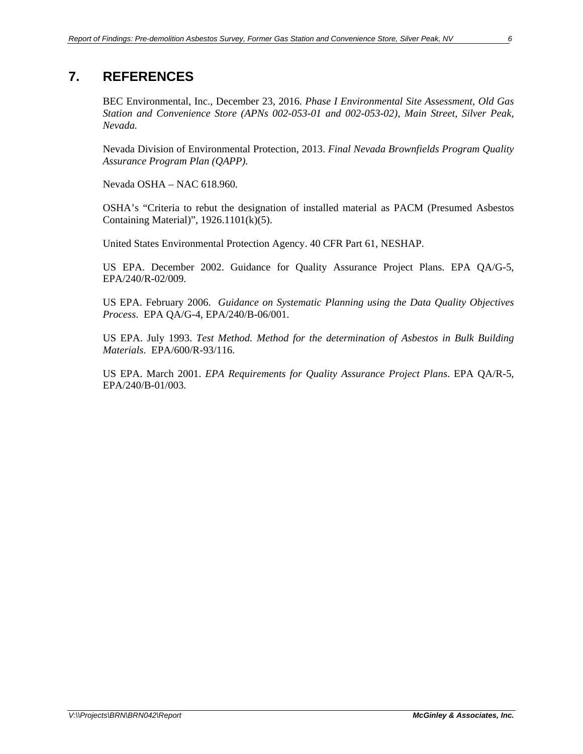## 7. REFERENCES

BEC Environmental, Inc., December 23, 2016. *Phase I Environmental Site Assessment, Old Gas Station and Convenience Store (APNs 002-053-01 and 002-053-02), Main Street, Silver Peak, Nevada.*

Nevada Division of Environmental Protection, 2013. *Final Nevada Brownfields Program Quality Assurance Program Plan (QAPP).*

Nevada OSHA – NAC 618.960.

OSHA's "Criteria to rebut the designation of installed material as PACM (Presumed Asbestos Containing Material)", 1926.1101(k)(5).

United States Environmental Protection Agency. 40 CFR Part 61, NESHAP.

US EPA. December 2002. Guidance for Quality Assurance Project Plans. EPA QA/G-5, EPA/240/R-02/009.

US EPA. February 2006. *Guidance on Systematic Planning using the Data Quality Objectives Process*. EPA QA/G-4, EPA/240/B-06/001.

US EPA. July 1993. *Test Method. Method for the determination of Asbestos in Bulk Building Materials*. EPA/600/R-93/116.

US EPA. March 2001. *EPA Requirements for Quality Assurance Project Plans*. EPA QA/R-5, EPA/240/B-01/003.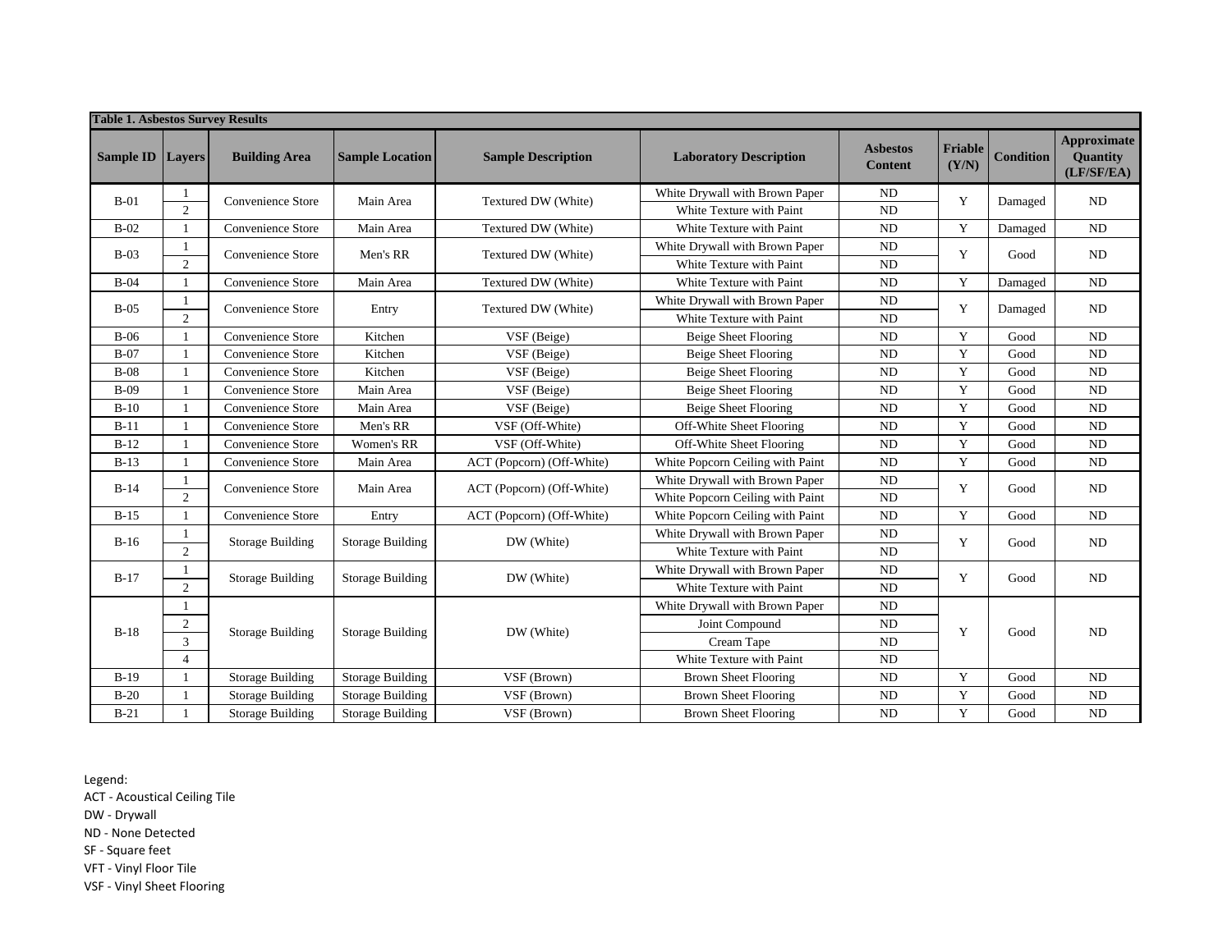**Table 1. Asbestos Survey Results**

| Sample ID | Layers | Building Area | Sample Location | Sample Description | Laboratory Description | Asbestos Content | Friable (Y/N) | Condition | Approximate Quantity (LF/SF/EA) |
|---|---|---|---|---|---|---|---|---|---|
| B-01 | 1 | Convenience Store | Main Area | Textured DW (White) | White Drywall with Brown Paper | ND | Y | Damaged | ND |
| | 2 | | | | White Texture with Paint | ND | | | |
| B-02 | 1 | Convenience Store | Main Area | Textured DW (White) | White Texture with Paint | ND | Y | Damaged | ND |
| B-03 | 1 | Convenience Store | Men's RR | Textured DW (White) | White Drywall with Brown Paper | ND | Y | Good | ND |
| | 2 | | | | White Texture with Paint | ND | | | |
| B-04 | 1 | Convenience Store | Main Area | Textured DW (White) | White Texture with Paint | ND | Y | Damaged | ND |
| B-05 | 1 | Convenience Store | Entry | Textured DW (White) | White Drywall with Brown Paper | ND | Y | Damaged | ND |
| | 2 | | | | White Texture with Paint | ND | | | |
| B-06 | 1 | Convenience Store | Kitchen | VSF (Beige) | Beige Sheet Flooring | ND | Y | Good | ND |
| B-07 | 1 | Convenience Store | Kitchen | VSF (Beige) | Beige Sheet Flooring | ND | Y | Good | ND |
| B-08 | 1 | Convenience Store | Kitchen | VSF (Beige) | Beige Sheet Flooring | ND | Y | Good | ND |
| B-09 | 1 | Convenience Store | Main Area | VSF (Beige) | Beige Sheet Flooring | ND | Y | Good | ND |
| B-10 | 1 | Convenience Store | Main Area | VSF (Beige) | Beige Sheet Flooring | ND | Y | Good | ND |
| B-11 | 1 | Convenience Store | Men's RR | VSF (Off-White) | Off-White Sheet Flooring | ND | Y | Good | ND |
| B-12 | 1 | Convenience Store | Women's RR | VSF (Off-White) | Off-White Sheet Flooring | ND | Y | Good | ND |
| B-13 | 1 | Convenience Store | Main Area | ACT (Popcorn) (Off-White) | White Popcorn Ceiling with Paint | ND | Y | Good | ND |
| B-14 | 1 | Convenience Store | Main Area | ACT (Popcorn) (Off-White) | White Drywall with Brown Paper | ND | Y | Good | ND |
| | 2 | | | | White Popcorn Ceiling with Paint | ND | | | |
| B-15 | 1 | Convenience Store | Entry | ACT (Popcorn) (Off-White) | White Popcorn Ceiling with Paint | ND | Y | Good | ND |
| B-16 | 1 | Storage Building | Storage Building | DW (White) | White Drywall with Brown Paper | ND | Y | Good | ND |
| | 2 | | | | White Texture with Paint | ND | | | |
| B-17 | 1 | Storage Building | Storage Building | DW (White) | White Drywall with Brown Paper | ND | Y | Good | ND |
| | 2 | | | | White Texture with Paint | ND | | | |
| B-18 | 1 | Storage Building | Storage Building | DW (White) | White Drywall with Brown Paper | ND | Y | Good | ND |
| | 2 | | | | Joint Compound | ND | | | |
| | 3 | | | | Cream Tape | ND | | | |
| | 4 | | | | White Texture with Paint | ND | | | |
| B-19 | 1 | Storage Building | Storage Building | VSF (Brown) | Brown Sheet Flooring | ND | Y | Good | ND |
| B-20 | 1 | Storage Building | Storage Building | VSF (Brown) | Brown Sheet Flooring | ND | Y | Good | ND |
| B-21 | 1 | Storage Building | Storage Building | VSF (Brown) | Brown Sheet Flooring | ND | Y | Good | ND |

Legend:
ACT - Acoustical Ceiling Tile
DW - Drywall
ND - None Detected
SF - Square feet
VFT - Vinyl Floor Tile
VSF - Vinyl Sheet Flooring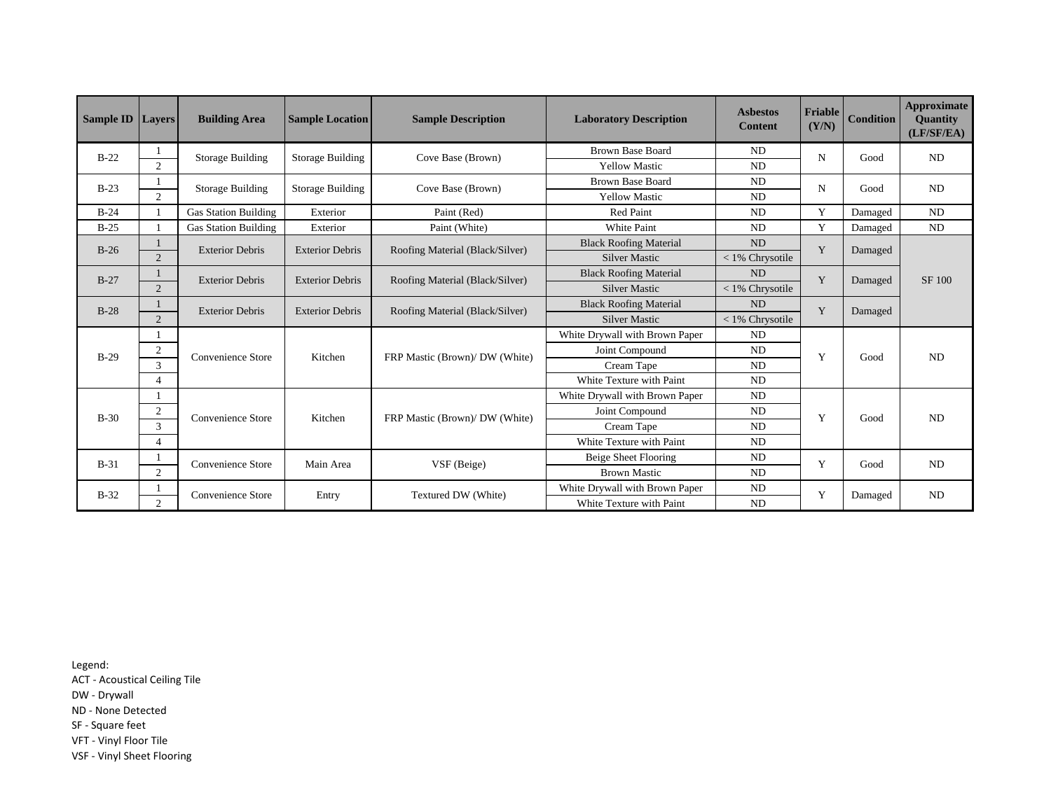| Sample ID | Layers | Building Area | Sample Location | Sample Description | Laboratory Description | Asbestos Content | Friable (Y/N) | Condition | Approximate Quantity (LF/SF/EA) |
|---|---|---|---|---|---|---|---|---|---|
| B-22 | 1 | Storage Building | Storage Building | Cove Base (Brown) | Brown Base Board | ND | N | Good | ND |
| | 2 | | | | Yellow Mastic | ND | | | |
| B-23 | 1 | Storage Building | Storage Building | Cove Base (Brown) | Brown Base Board | ND | N | Good | ND |
| | 2 | | | | Yellow Mastic | ND | | | |
| B-24 | 1 | Gas Station Building | Exterior | Paint (Red) | Red Paint | ND | Y | Damaged | ND |
| B-25 | 1 | Gas Station Building | Exterior | Paint (White) | White Paint | ND | Y | Damaged | ND |
| B-26 | 1 | Exterior Debris | Exterior Debris | Roofing Material (Black/Silver) | Black Roofing Material | ND | Y | Damaged | SF 100 |
| | 2 | | | | Silver Mastic | < 1% Chrysotile | | | |
| B-27 | 1 | Exterior Debris | Exterior Debris | Roofing Material (Black/Silver) | Black Roofing Material | ND | Y | Damaged | |
| | 2 | | | | Silver Mastic | < 1% Chrysotile | | | |
| B-28 | 1 | Exterior Debris | Exterior Debris | Roofing Material (Black/Silver) | Black Roofing Material | ND | Y | Damaged | |
| | 2 | | | | Silver Mastic | < 1% Chrysotile | | | |
| B-29 | 1 | Convenience Store | Kitchen | FRP Mastic (Brown)/ DW (White) | White Drywall with Brown Paper | ND | Y | Good | ND |
| | 2 | | | | Joint Compound | ND | | | |
| | 3 | | | | Cream Tape | ND | | | |
| | 4 | | | | White Texture with Paint | ND | | | |
| B-30 | 1 | Convenience Store | Kitchen | FRP Mastic (Brown)/ DW (White) | White Drywall with Brown Paper | ND | Y | Good | ND |
| | 2 | | | | Joint Compound | ND | | | |
| | 3 | | | | Cream Tape | ND | | | |
| | 4 | | | | White Texture with Paint | ND | | | |
| B-31 | 1 | Convenience Store | Main Area | VSF (Beige) | Beige Sheet Flooring | ND | Y | Good | ND |
| | 2 | | | | Brown Mastic | ND | | | |
| B-32 | 1 | Convenience Store | Entry | Textured DW (White) | White Drywall with Brown Paper | ND | Y | Damaged | ND |
| | 2 | | | | White Texture with Paint | ND | | | |

Legend:
ACT - Acoustical Ceiling Tile
DW - Drywall
ND - None Detected
SF - Square feet
VFT - Vinyl Floor Tile
VSF - Vinyl Sheet Flooring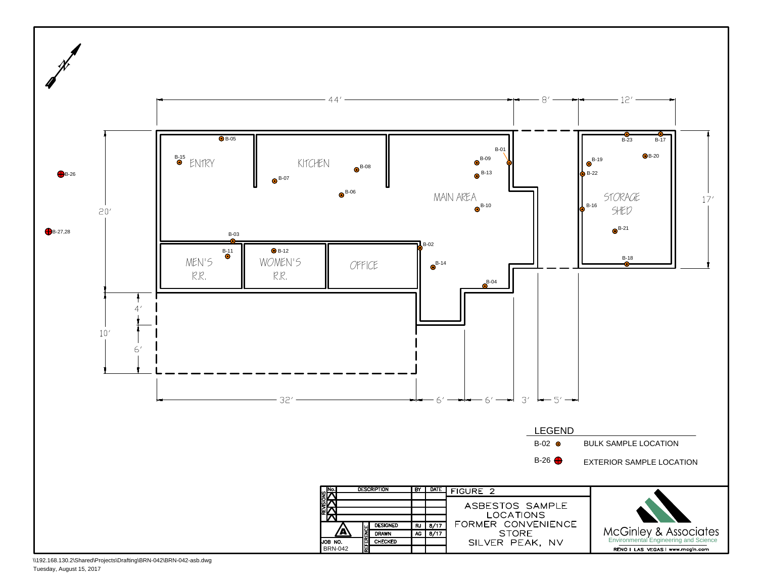N

44′ 8′ 12′

20′ 17′

4′ 10′ 6′

32′ 6′ 6′ 3′ 5′

ENTRY

KITCHEN

MAIN AREA

MEN'S R.R.

WOMEN'S R.R.

OFFICE

STORAGE SHED

B-01, B-02, B-03, B-04, B-05, B-06, B-07, B-08, B-09, B-10, B-11, B-12, B-13, B-14, B-15, B-16, B-17, B-18, B-19, B-20, B-21, B-22, B-23

B-26

B-27,28

## LEGEND

| Symbol | Description |
|---|---|
| B-02 | BULK SAMPLE LOCATION |
| B-26 | EXTERIOR SAMPLE LOCATION |

| REVISIONS No. | DESCRIPTION | BY | DATE |
|---|---|---|---|
| | | | |
| | | | |
| | | | |
| | | | |

| REFERENCE | | |
|---|---|---|
| DESIGNED | RJ | 8/17 |
| DRAWN | AG | 8/17 |
| CHECKED | | |

JOB NO. BRN-042

FIGURE 2

ASBESTOS SAMPLE LOCATIONS
FORMER CONVENIENCE STORE
SILVER PEAK, NV

McGinley & Associates
Environmental Engineering and Science
RENO | LAS VEGAS | www.mcgin.com

\\192.168.130.2\Shared\Projects\Drafting\BRN-042\BRN-042-asb.dwg
Tuesday, August 15, 2017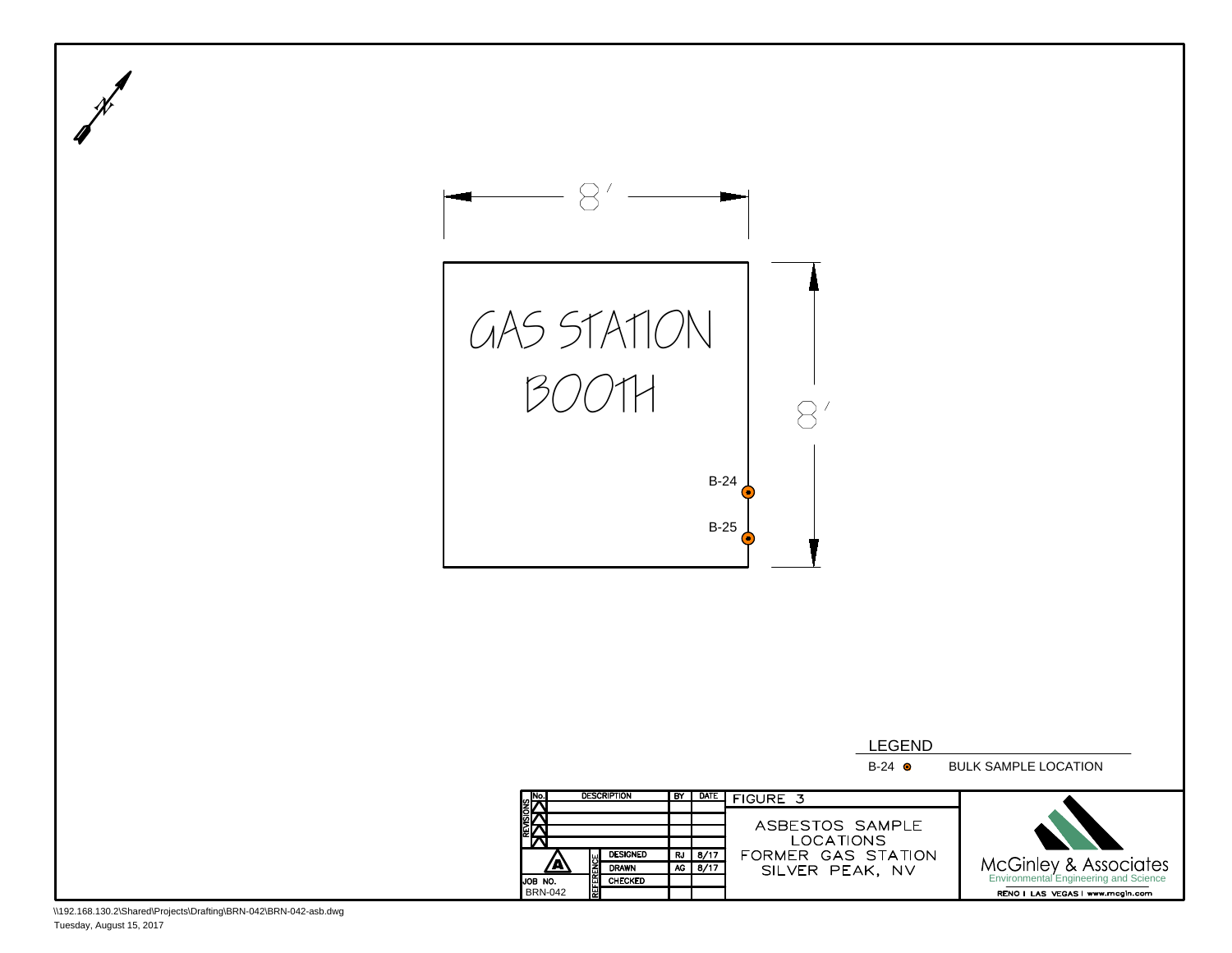N

8'

GAS STATION BOOTH

B-24

B-25

8'

LEGEND

B-24 ● BULK SAMPLE LOCATION

| No. | DESCRIPTION | BY | DATE |
|---|---|---|---|
| | | | |
| | | | |
| | | | |
| | | | |

| REFERENCE | | BY | DATE |
|---|---|---|---|
| | DESIGNED | RJ | 8/17 |
| | DRAWN | AG | 8/17 |
| | CHECKED | | |

JOB NO. BRN-042

FIGURE 3

ASBESTOS SAMPLE LOCATIONS
FORMER GAS STATION
SILVER PEAK, NV

McGinley & Associates
Environmental Engineering and Science
RENO | LAS VEGAS | www.mcgin.com

\\192.168.130.2\Shared\Projects\Drafting\BRN-042\BRN-042-asb.dwg
Tuesday, August 15, 2017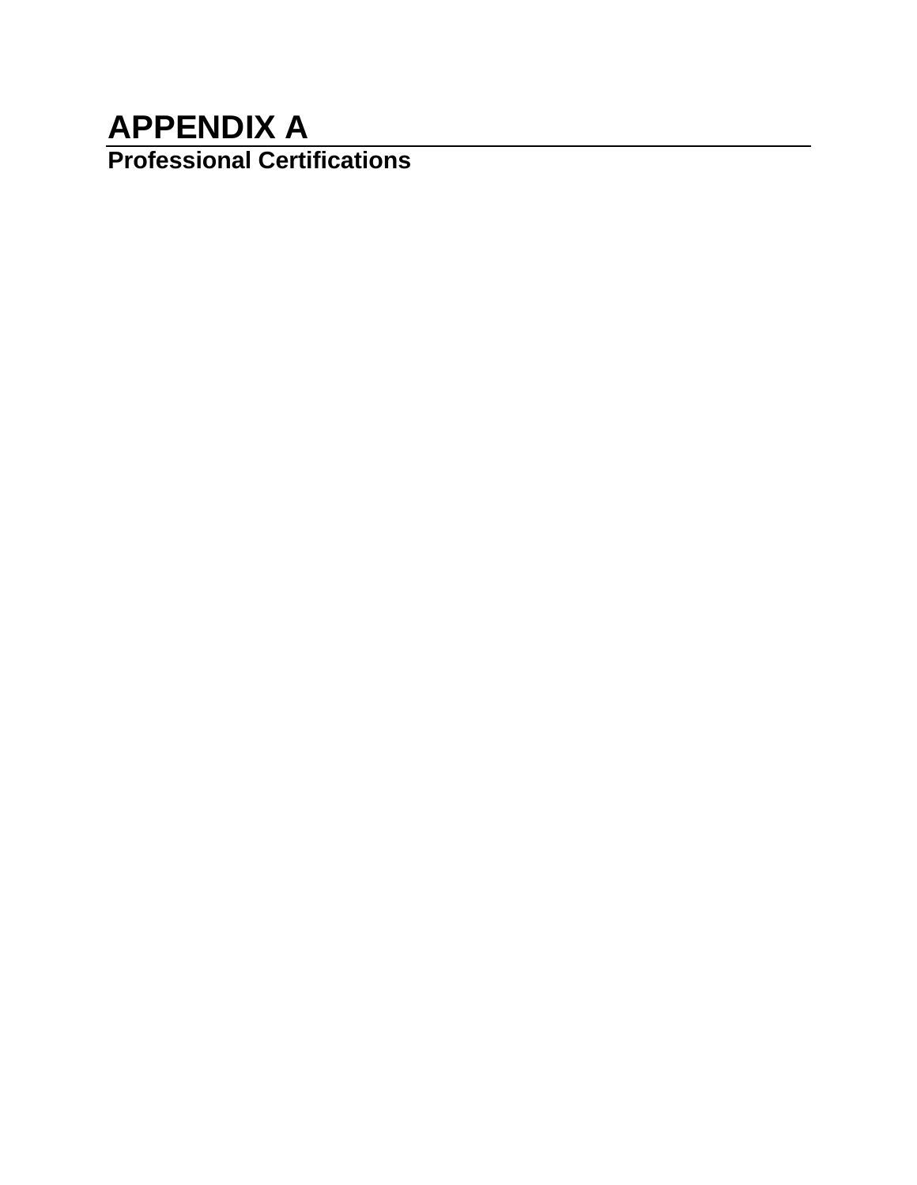# APPENDIX A

## Professional Certifications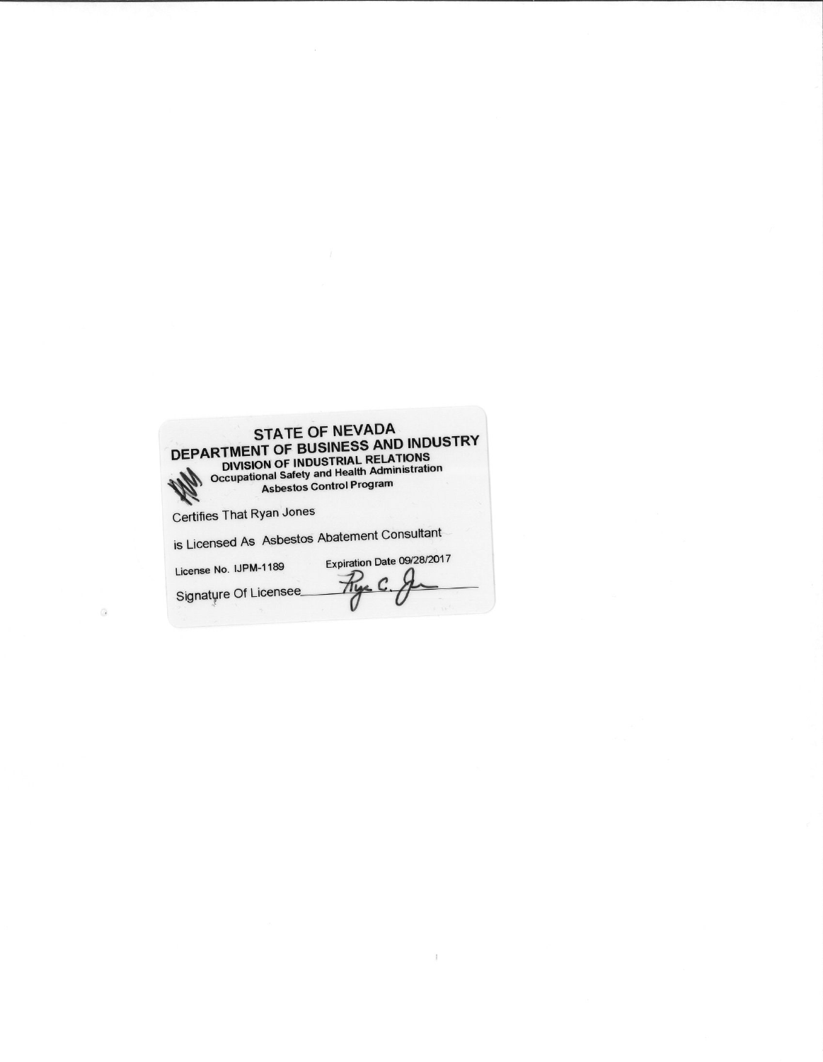# STATE OF NEVADA
## DEPARTMENT OF BUSINESS AND INDUSTRY
### DIVISION OF INDUSTRIAL RELATIONS
**Occupational Safety and Health Administration**
**Asbestos Control Program**

Certifies That Ryan Jones

is Licensed As Asbestos Abatement Consultant

License No. IJPM-1189    Expiration Date 09/28/2017

Signature Of Licensee ____________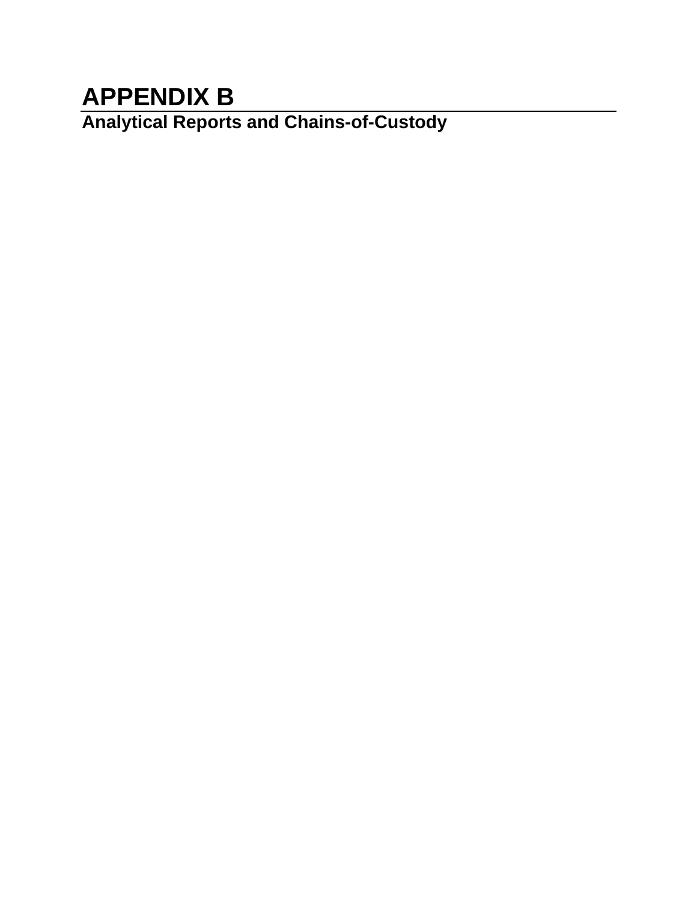# APPENDIX B

## Analytical Reports and Chains-of-Custody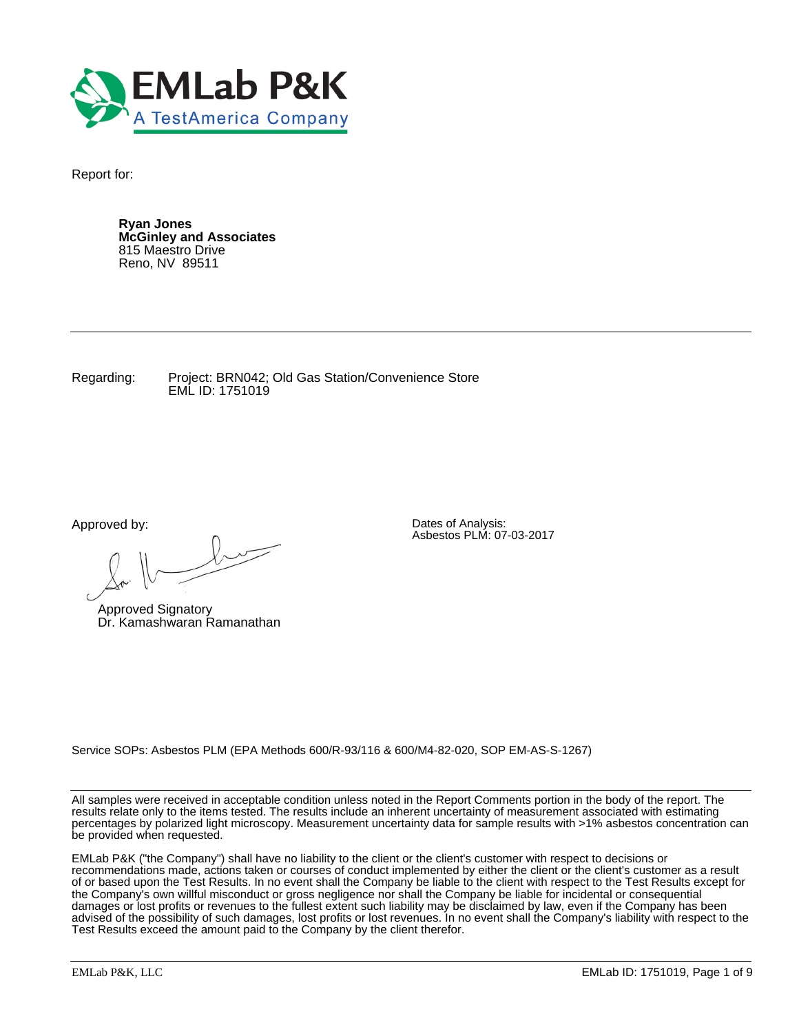EMLab P&K
A TestAmerica Company

Report for:

**Ryan Jones**
**McGinley and Associates**
815 Maestro Drive
Reno, NV 89511

---

Regarding: Project: BRN042; Old Gas Station/Convenience Store
EML ID: 1751019

Approved by:

Approved Signatory
Dr. Kamashwaran Ramanathan

Dates of Analysis:
Asbestos PLM: 07-03-2017

Service SOPs: Asbestos PLM (EPA Methods 600/R-93/116 & 600/M4-82-020, SOP EM-AS-S-1267)

---

All samples were received in acceptable condition unless noted in the Report Comments portion in the body of the report. The results relate only to the items tested. The results include an inherent uncertainty of measurement associated with estimating percentages by polarized light microscopy. Measurement uncertainty data for sample results with >1% asbestos concentration can be provided when requested.

EMLab P&K ("the Company") shall have no liability to the client or the client's customer with respect to decisions or recommendations made, actions taken or courses of conduct implemented by either the client or the client's customer as a result of or based upon the Test Results. In no event shall the Company be liable to the client with respect to the Test Results except for the Company's own willful misconduct or gross negligence nor shall the Company be liable for incidental or consequential damages or lost profits or revenues to the fullest extent such liability may be disclaimed by law, even if the Company has been advised of the possibility of such damages, lost profits or lost revenues. In no event shall the Company's liability with respect to the Test Results exceed the amount paid to the Company by the client therefor.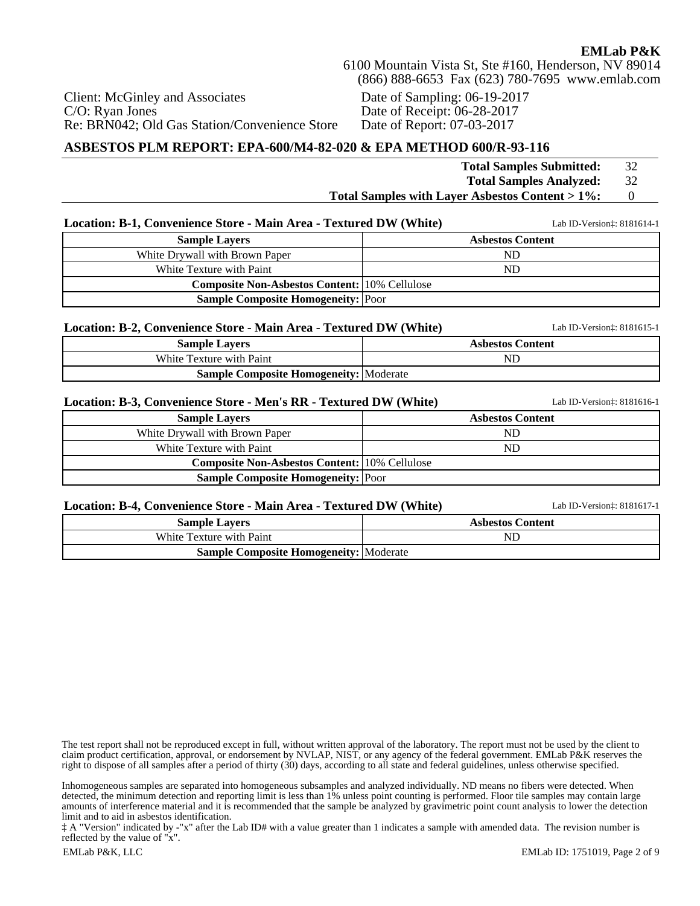**EMLab P&K**
6100 Mountain Vista St, Ste #160, Henderson, NV 89014
(866) 888-6653 Fax (623) 780-7695 www.emlab.com

Client: McGinley and Associates
C/O: Ryan Jones
Re: BRN042; Old Gas Station/Convenience Store

Date of Sampling: 06-19-2017
Date of Receipt: 06-28-2017
Date of Report: 07-03-2017

## ASBESTOS PLM REPORT: EPA-600/M4-82-020 & EPA METHOD 600/R-93-116

| | |
|---|---|
| **Total Samples Submitted:** | 32 |
| **Total Samples Analyzed:** | 32 |
| **Total Samples with Layer Asbestos Content > 1%:** | 0 |

### Location: B-1, Convenience Store - Main Area - Textured DW (White)

Lab ID-Version‡: 8181614-1

| Sample Layers | Asbestos Content |
|---|---|
| White Drywall with Brown Paper | ND |
| White Texture with Paint | ND |
| **Composite Non-Asbestos Content:** | 10% Cellulose |
| **Sample Composite Homogeneity:** | Poor |

### Location: B-2, Convenience Store - Main Area - Textured DW (White)

Lab ID-Version‡: 8181615-1

| Sample Layers | Asbestos Content |
|---|---|
| White Texture with Paint | ND |
| **Sample Composite Homogeneity:** | Moderate |

### Location: B-3, Convenience Store - Men's RR - Textured DW (White)

Lab ID-Version‡: 8181616-1

| Sample Layers | Asbestos Content |
|---|---|
| White Drywall with Brown Paper | ND |
| White Texture with Paint | ND |
| **Composite Non-Asbestos Content:** | 10% Cellulose |
| **Sample Composite Homogeneity:** | Poor |

### Location: B-4, Convenience Store - Main Area - Textured DW (White)

Lab ID-Version‡: 8181617-1

| Sample Layers | Asbestos Content |
|---|---|
| White Texture with Paint | ND |
| **Sample Composite Homogeneity:** | Moderate |

The test report shall not be reproduced except in full, without written approval of the laboratory. The report must not be used by the client to claim product certification, approval, or endorsement by NVLAP, NIST, or any agency of the federal government. EMLab P&K reserves the right to dispose of all samples after a period of thirty (30) days, according to all state and federal guidelines, unless otherwise specified.

Inhomogeneous samples are separated into homogeneous subsamples and analyzed individually. ND means no fibers were detected. When detected, the minimum detection and reporting limit is less than 1% unless point counting is performed. Floor tile samples may contain large amounts of interference material and it is recommended that the sample be analyzed by gravimetric point count analysis to lower the detection limit and to aid in asbestos identification.

‡ A "Version" indicated by -"x" after the Lab ID# with a value greater than 1 indicates a sample with amended data. The revision number is reflected by the value of "x".

EMLab P&K, LLC — EMLab ID: 1751019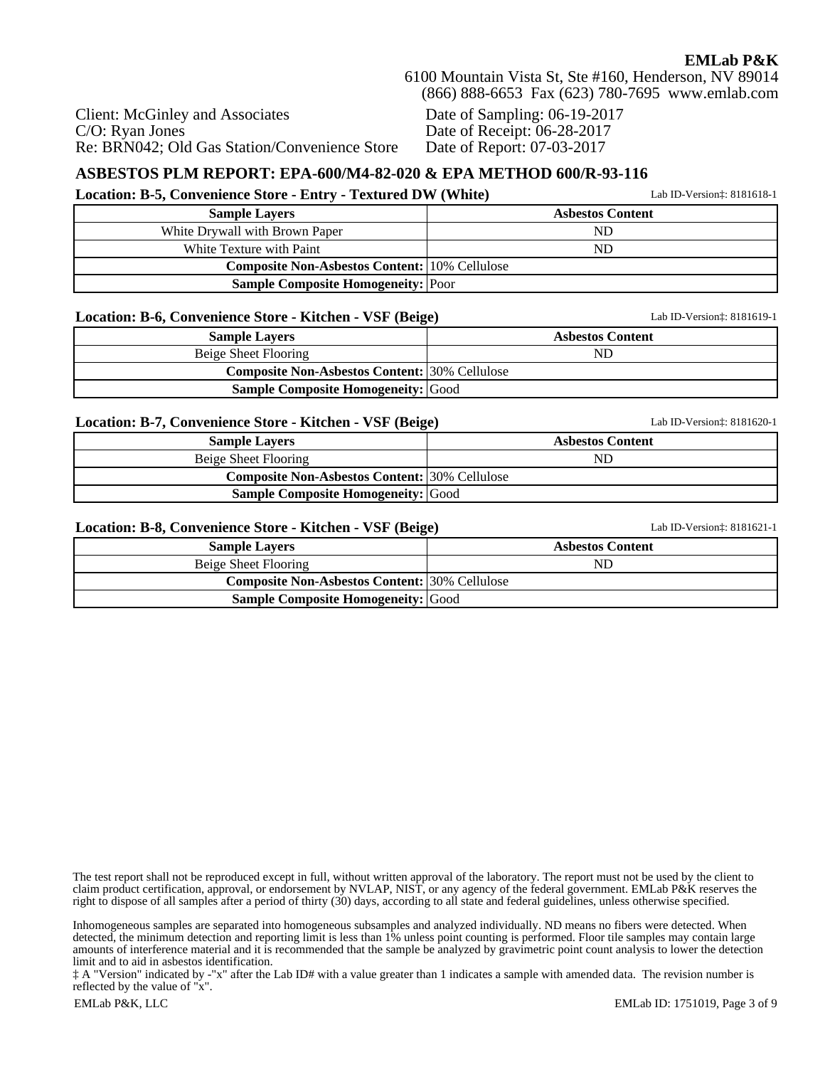**EMLab P&K**
6100 Mountain Vista St, Ste #160, Henderson, NV 89014
(866) 888-6653 Fax (623) 780-7695 www.emlab.com

Client: McGinley and Associates
C/O: Ryan Jones
Re: BRN042; Old Gas Station/Convenience Store

Date of Sampling: 06-19-2017
Date of Receipt: 06-28-2017
Date of Report: 07-03-2017

## ASBESTOS PLM REPORT: EPA-600/M4-82-020 & EPA METHOD 600/R-93-116

### Location: B-5, Convenience Store - Entry - Textured DW (White)

Lab ID-Version‡: 8181618-1

| Sample Layers | Asbestos Content |
|---|---|
| White Drywall with Brown Paper | ND |
| White Texture with Paint | ND |
| **Composite Non-Asbestos Content:** | 10% Cellulose |
| **Sample Composite Homogeneity:** | Poor |

### Location: B-6, Convenience Store - Kitchen - VSF (Beige)

Lab ID-Version‡: 8181619-1

| Sample Layers | Asbestos Content |
|---|---|
| Beige Sheet Flooring | ND |
| **Composite Non-Asbestos Content:** | 30% Cellulose |
| **Sample Composite Homogeneity:** | Good |

### Location: B-7, Convenience Store - Kitchen - VSF (Beige)

Lab ID-Version‡: 8181620-1

| Sample Layers | Asbestos Content |
|---|---|
| Beige Sheet Flooring | ND |
| **Composite Non-Asbestos Content:** | 30% Cellulose |
| **Sample Composite Homogeneity:** | Good |

### Location: B-8, Convenience Store - Kitchen - VSF (Beige)

Lab ID-Version‡: 8181621-1

| Sample Layers | Asbestos Content |
|---|---|
| Beige Sheet Flooring | ND |
| **Composite Non-Asbestos Content:** | 30% Cellulose |
| **Sample Composite Homogeneity:** | Good |

The test report shall not be reproduced except in full, without written approval of the laboratory. The report must not be used by the client to claim product certification, approval, or endorsement by NVLAP, NIST, or any agency of the federal government. EMLab P&K reserves the right to dispose of all samples after a period of thirty (30) days, according to all state and federal guidelines, unless otherwise specified.

Inhomogeneous samples are separated into homogeneous subsamples and analyzed individually. ND means no fibers were detected. When detected, the minimum detection and reporting limit is less than 1% unless point counting is performed. Floor tile samples may contain large amounts of interference material and it is recommended that the sample be analyzed by gravimetric point count analysis to lower the detection limit and to aid in asbestos identification.

‡ A "Version" indicated by -"x" after the Lab ID# with a value greater than 1 indicates a sample with amended data. The revision number is reflected by the value of "x".

EMLab P&K, LLC — EMLab ID: 1751019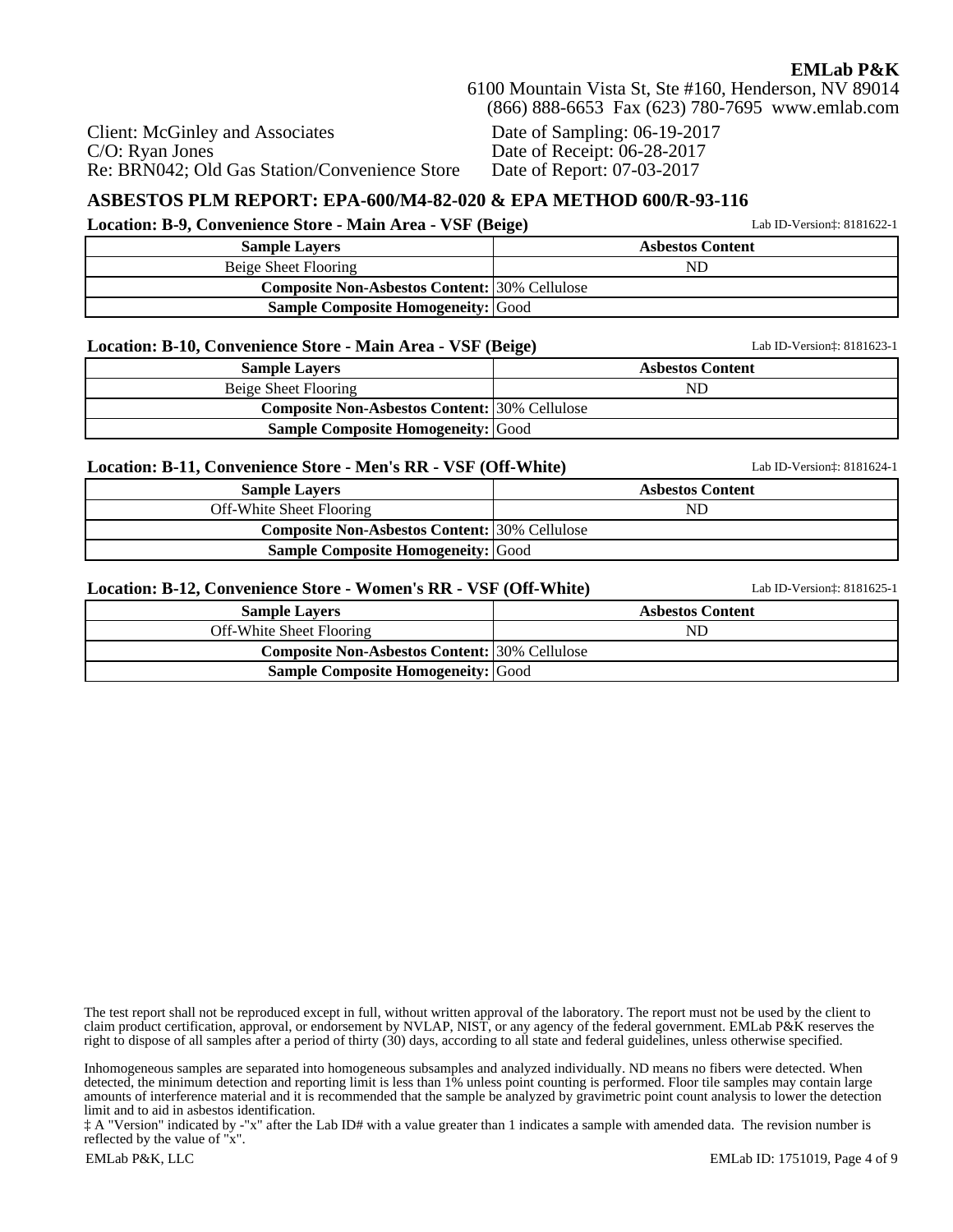**EMLab P&K**
6100 Mountain Vista St, Ste #160, Henderson, NV 89014
(866) 888-6653 Fax (623) 780-7695 www.emlab.com

Client: McGinley and Associates
C/O: Ryan Jones
Re: BRN042; Old Gas Station/Convenience Store

Date of Sampling: 06-19-2017
Date of Receipt: 06-28-2017
Date of Report: 07-03-2017

## ASBESTOS PLM REPORT: EPA-600/M4-82-020 & EPA METHOD 600/R-93-116

### Location: B-9, Convenience Store - Main Area - VSF (Beige)

Lab ID-Version‡: 8181622-1

| Sample Layers | Asbestos Content |
|---|---|
| Beige Sheet Flooring | ND |
| **Composite Non-Asbestos Content:** | 30% Cellulose |
| **Sample Composite Homogeneity:** | Good |

### Location: B-10, Convenience Store - Main Area - VSF (Beige)

Lab ID-Version‡: 8181623-1

| Sample Layers | Asbestos Content |
|---|---|
| Beige Sheet Flooring | ND |
| **Composite Non-Asbestos Content:** | 30% Cellulose |
| **Sample Composite Homogeneity:** | Good |

### Location: B-11, Convenience Store - Men's RR - VSF (Off-White)

Lab ID-Version‡: 8181624-1

| Sample Layers | Asbestos Content |
|---|---|
| Off-White Sheet Flooring | ND |
| **Composite Non-Asbestos Content:** | 30% Cellulose |
| **Sample Composite Homogeneity:** | Good |

### Location: B-12, Convenience Store - Women's RR - VSF (Off-White)

Lab ID-Version‡: 8181625-1

| Sample Layers | Asbestos Content |
|---|---|
| Off-White Sheet Flooring | ND |
| **Composite Non-Asbestos Content:** | 30% Cellulose |
| **Sample Composite Homogeneity:** | Good |

The test report shall not be reproduced except in full, without written approval of the laboratory. The report must not be used by the client to claim product certification, approval, or endorsement by NVLAP, NIST, or any agency of the federal government. EMLab P&K reserves the right to dispose of all samples after a period of thirty (30) days, according to all state and federal guidelines, unless otherwise specified.

Inhomogeneous samples are separated into homogeneous subsamples and analyzed individually. ND means no fibers were detected. When detected, the minimum detection and reporting limit is less than 1% unless point counting is performed. Floor tile samples may contain large amounts of interference material and it is recommended that the sample be analyzed by gravimetric point count analysis to lower the detection limit and to aid in asbestos identification.
‡ A "Version" indicated by -"x" after the Lab ID# with a value greater than 1 indicates a sample with amended data. The revision number is reflected by the value of "x".

EMLab P&K, LLC — EMLab ID: 1751019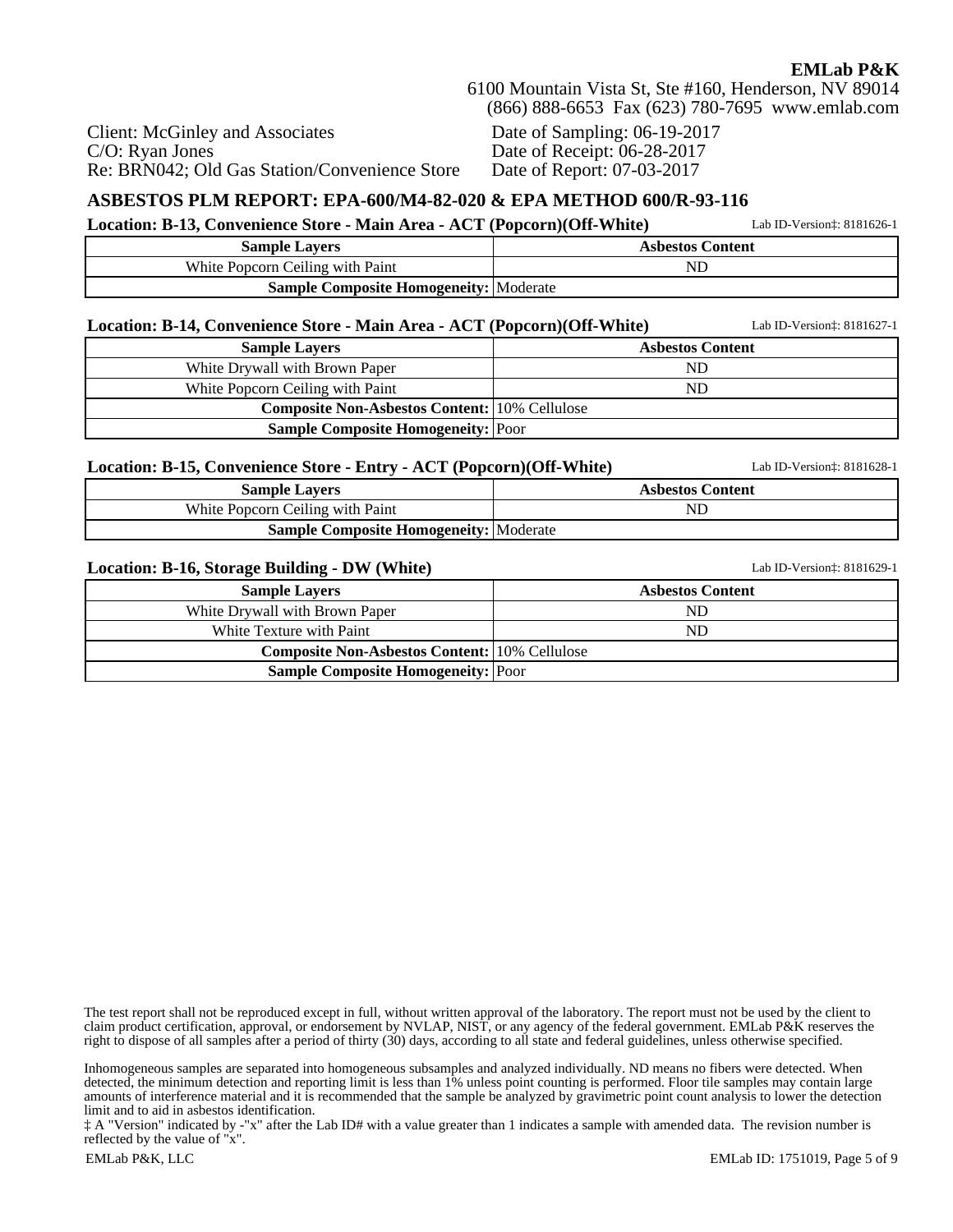**EMLab P&K**
6100 Mountain Vista St, Ste #160, Henderson, NV 89014
(866) 888-6653 Fax (623) 780-7695 www.emlab.com

Client: McGinley and Associates
C/O: Ryan Jones
Re: BRN042; Old Gas Station/Convenience Store

Date of Sampling: 06-19-2017
Date of Receipt: 06-28-2017
Date of Report: 07-03-2017

## ASBESTOS PLM REPORT: EPA-600/M4-82-020 & EPA METHOD 600/R-93-116

### Location: B-13, Convenience Store - Main Area - ACT (Popcorn)(Off-White)

Lab ID-Version‡: 8181626-1

| Sample Layers | Asbestos Content |
|---|---|
| White Popcorn Ceiling with Paint | ND |
| **Sample Composite Homogeneity:** | Moderate |

### Location: B-14, Convenience Store - Main Area - ACT (Popcorn)(Off-White)

Lab ID-Version‡: 8181627-1

| Sample Layers | Asbestos Content |
|---|---|
| White Drywall with Brown Paper | ND |
| White Popcorn Ceiling with Paint | ND |
| **Composite Non-Asbestos Content:** | 10% Cellulose |
| **Sample Composite Homogeneity:** | Poor |

### Location: B-15, Convenience Store - Entry - ACT (Popcorn)(Off-White)

Lab ID-Version‡: 8181628-1

| Sample Layers | Asbestos Content |
|---|---|
| White Popcorn Ceiling with Paint | ND |
| **Sample Composite Homogeneity:** | Moderate |

### Location: B-16, Storage Building - DW (White)

Lab ID-Version‡: 8181629-1

| Sample Layers | Asbestos Content |
|---|---|
| White Drywall with Brown Paper | ND |
| White Texture with Paint | ND |
| **Composite Non-Asbestos Content:** | 10% Cellulose |
| **Sample Composite Homogeneity:** | Poor |

The test report shall not be reproduced except in full, without written approval of the laboratory. The report must not be used by the client to claim product certification, approval, or endorsement by NVLAP, NIST, or any agency of the federal government. EMLab P&K reserves the right to dispose of all samples after a period of thirty (30) days, according to all state and federal guidelines, unless otherwise specified.

Inhomogeneous samples are separated into homogeneous subsamples and analyzed individually. ND means no fibers were detected. When detected, the minimum detection and reporting limit is less than 1% unless point counting is performed. Floor tile samples may contain large amounts of interference material and it is recommended that the sample be analyzed by gravimetric point count analysis to lower the detection limit and to aid in asbestos identification.
‡ A "Version" indicated by -"x" after the Lab ID# with a value greater than 1 indicates a sample with amended data. The revision number is reflected by the value of "x".

EMLab P&K, LLC — EMLab ID: 1751019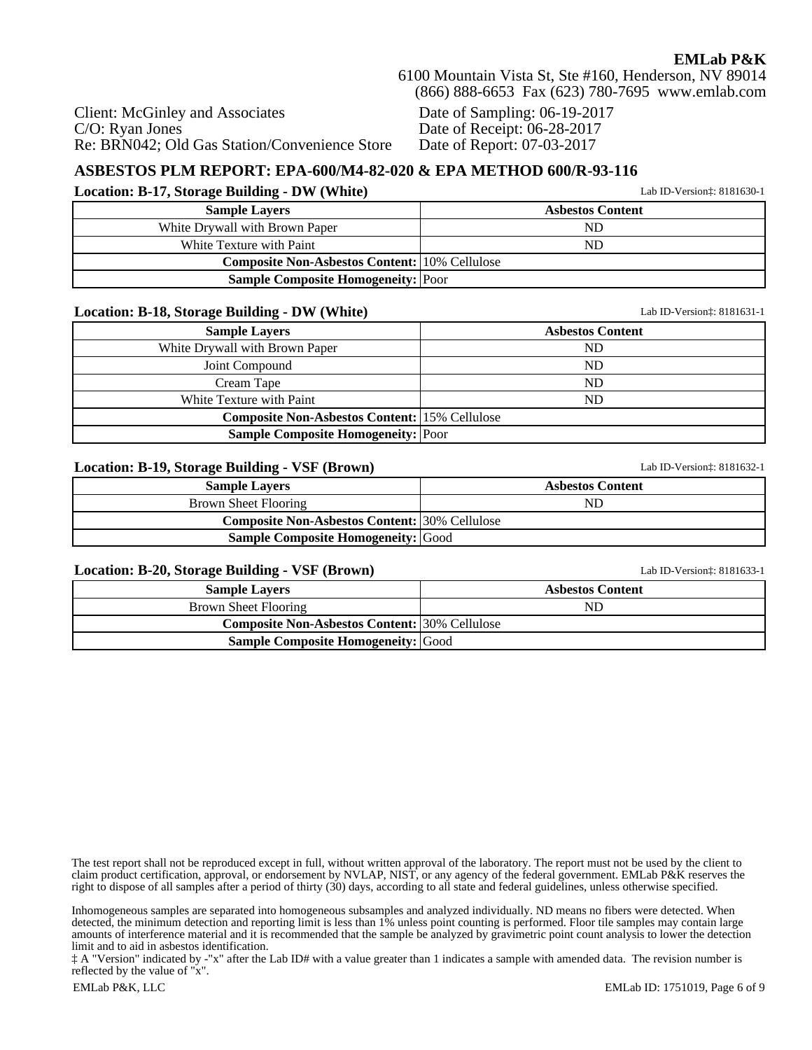**EMLab P&K**
6100 Mountain Vista St, Ste #160, Henderson, NV 89014
(866) 888-6653 Fax (623) 780-7695 www.emlab.com

Client: McGinley and Associates
C/O: Ryan Jones
Re: BRN042; Old Gas Station/Convenience Store

Date of Sampling: 06-19-2017
Date of Receipt: 06-28-2017
Date of Report: 07-03-2017

## ASBESTOS PLM REPORT: EPA-600/M4-82-020 & EPA METHOD 600/R-93-116

### Location: B-17, Storage Building - DW (White)

Lab ID-Version‡: 8181630-1

| Sample Layers | Asbestos Content |
|---|---|
| White Drywall with Brown Paper | ND |
| White Texture with Paint | ND |
| **Composite Non-Asbestos Content:** | 10% Cellulose |
| **Sample Composite Homogeneity:** | Poor |

### Location: B-18, Storage Building - DW (White)

Lab ID-Version‡: 8181631-1

| Sample Layers | Asbestos Content |
|---|---|
| White Drywall with Brown Paper | ND |
| Joint Compound | ND |
| Cream Tape | ND |
| White Texture with Paint | ND |
| **Composite Non-Asbestos Content:** | 15% Cellulose |
| **Sample Composite Homogeneity:** | Poor |

### Location: B-19, Storage Building - VSF (Brown)

Lab ID-Version‡: 8181632-1

| Sample Layers | Asbestos Content |
|---|---|
| Brown Sheet Flooring | ND |
| **Composite Non-Asbestos Content:** | 30% Cellulose |
| **Sample Composite Homogeneity:** | Good |

### Location: B-20, Storage Building - VSF (Brown)

Lab ID-Version‡: 8181633-1

| Sample Layers | Asbestos Content |
|---|---|
| Brown Sheet Flooring | ND |
| **Composite Non-Asbestos Content:** | 30% Cellulose |
| **Sample Composite Homogeneity:** | Good |

The test report shall not be reproduced except in full, without written approval of the laboratory. The report must not be used by the client to claim product certification, approval, or endorsement by NVLAP, NIST, or any agency of the federal government. EMLab P&K reserves the right to dispose of all samples after a period of thirty (30) days, according to all state and federal guidelines, unless otherwise specified.

Inhomogeneous samples are separated into homogeneous subsamples and analyzed individually. ND means no fibers were detected. When detected, the minimum detection and reporting limit is less than 1% unless point counting is performed. Floor tile samples may contain large amounts of interference material and it is recommended that the sample be analyzed by gravimetric point count analysis to lower the detection limit and to aid in asbestos identification.
‡ A "Version" indicated by -"x" after the Lab ID# with a value greater than 1 indicates a sample with amended data. The revision number is reflected by the value of "x".

EMLab P&K, LLC — EMLab ID: 1751019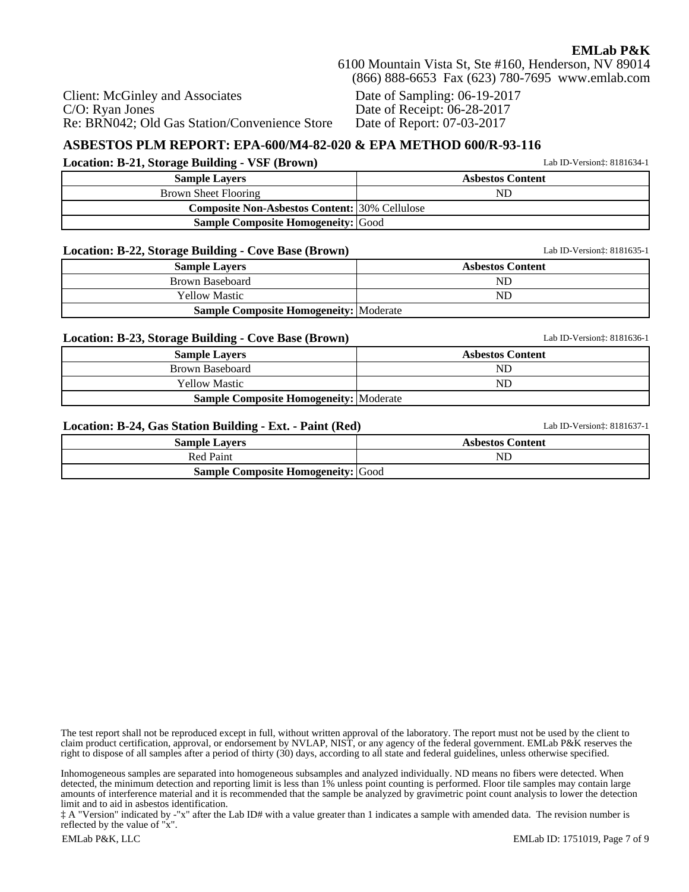**EMLab P&K**
6100 Mountain Vista St, Ste #160, Henderson, NV 89014
(866) 888-6653 Fax (623) 780-7695 www.emlab.com

Client: McGinley and Associates
C/O: Ryan Jones
Re: BRN042; Old Gas Station/Convenience Store

Date of Sampling: 06-19-2017
Date of Receipt: 06-28-2017
Date of Report: 07-03-2017

## ASBESTOS PLM REPORT: EPA-600/M4-82-020 & EPA METHOD 600/R-93-116

**Location: B-21, Storage Building - VSF (Brown)** Lab ID-Version‡: 8181634-1

| Sample Layers | Asbestos Content |
|---|---|
| Brown Sheet Flooring | ND |
| **Composite Non-Asbestos Content:** | 30% Cellulose |
| **Sample Composite Homogeneity:** | Good |

**Location: B-22, Storage Building - Cove Base (Brown)** Lab ID-Version‡: 8181635-1

| Sample Layers | Asbestos Content |
|---|---|
| Brown Baseboard | ND |
| Yellow Mastic | ND |
| **Sample Composite Homogeneity:** | Moderate |

**Location: B-23, Storage Building - Cove Base (Brown)** Lab ID-Version‡: 8181636-1

| Sample Layers | Asbestos Content |
|---|---|
| Brown Baseboard | ND |
| Yellow Mastic | ND |
| **Sample Composite Homogeneity:** | Moderate |

**Location: B-24, Gas Station Building - Ext. - Paint (Red)** Lab ID-Version‡: 8181637-1

| Sample Layers | Asbestos Content |
|---|---|
| Red Paint | ND |
| **Sample Composite Homogeneity:** | Good |

The test report shall not be reproduced except in full, without written approval of the laboratory. The report must not be used by the client to claim product certification, approval, or endorsement by NVLAP, NIST, or any agency of the federal government. EMLab P&K reserves the right to dispose of all samples after a period of thirty (30) days, according to all state and federal guidelines, unless otherwise specified.

Inhomogeneous samples are separated into homogeneous subsamples and analyzed individually. ND means no fibers were detected. When detected, the minimum detection and reporting limit is less than 1% unless point counting is performed. Floor tile samples may contain large amounts of interference material and it is recommended that the sample be analyzed by gravimetric point count analysis to lower the detection limit and to aid in asbestos identification.

‡ A "Version" indicated by -"x" after the Lab ID# with a value greater than 1 indicates a sample with amended data. The revision number is reflected by the value of "x".

EMLab P&K, LLC EMLab ID: 1751019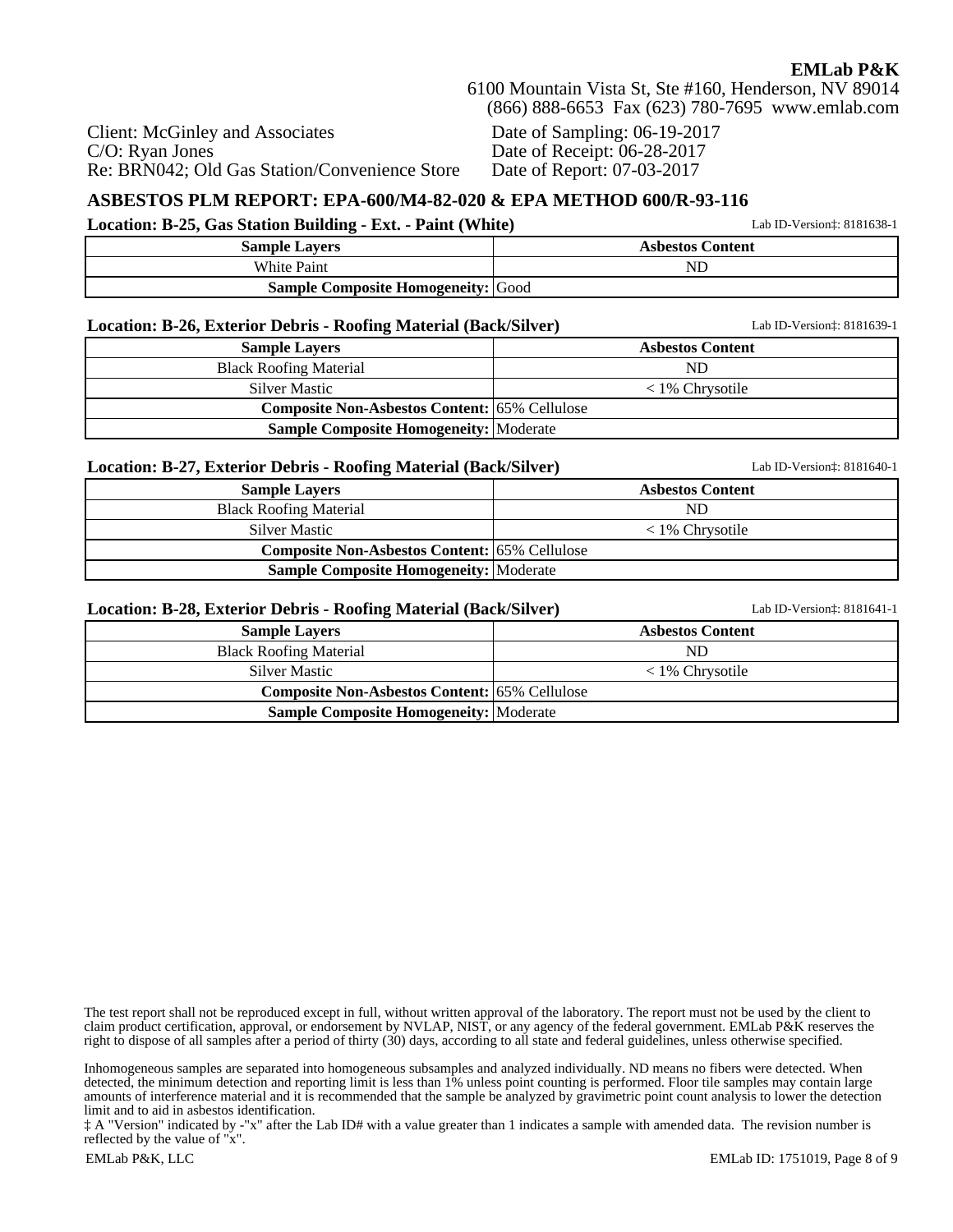**EMLab P&K**
6100 Mountain Vista St, Ste #160, Henderson, NV 89014
(866) 888-6653 Fax (623) 780-7695 www.emlab.com

Client: McGinley and Associates
C/O: Ryan Jones
Re: BRN042; Old Gas Station/Convenience Store

Date of Sampling: 06-19-2017
Date of Receipt: 06-28-2017
Date of Report: 07-03-2017

## ASBESTOS PLM REPORT: EPA-600/M4-82-020 & EPA METHOD 600/R-93-116

### Location: B-25, Gas Station Building - Ext. - Paint (White)

Lab ID-Version‡: 8181638-1

| Sample Layers | Asbestos Content |
|---|---|
| White Paint | ND |
| **Sample Composite Homogeneity:** | Good |

### Location: B-26, Exterior Debris - Roofing Material (Back/Silver)

Lab ID-Version‡: 8181639-1

| Sample Layers | Asbestos Content |
|---|---|
| Black Roofing Material | ND |
| Silver Mastic | < 1% Chrysotile |
| **Composite Non-Asbestos Content:** | 65% Cellulose |
| **Sample Composite Homogeneity:** | Moderate |

### Location: B-27, Exterior Debris - Roofing Material (Back/Silver)

Lab ID-Version‡: 8181640-1

| Sample Layers | Asbestos Content |
|---|---|
| Black Roofing Material | ND |
| Silver Mastic | < 1% Chrysotile |
| **Composite Non-Asbestos Content:** | 65% Cellulose |
| **Sample Composite Homogeneity:** | Moderate |

### Location: B-28, Exterior Debris - Roofing Material (Back/Silver)

Lab ID-Version‡: 8181641-1

| Sample Layers | Asbestos Content |
|---|---|
| Black Roofing Material | ND |
| Silver Mastic | < 1% Chrysotile |
| **Composite Non-Asbestos Content:** | 65% Cellulose |
| **Sample Composite Homogeneity:** | Moderate |

The test report shall not be reproduced except in full, without written approval of the laboratory. The report must not be used by the client to claim product certification, approval, or endorsement by NVLAP, NIST, or any agency of the federal government. EMLab P&K reserves the right to dispose of all samples after a period of thirty (30) days, according to all state and federal guidelines, unless otherwise specified.

Inhomogeneous samples are separated into homogeneous subsamples and analyzed individually. ND means no fibers were detected. When detected, the minimum detection and reporting limit is less than 1% unless point counting is performed. Floor tile samples may contain large amounts of interference material and it is recommended that the sample be analyzed by gravimetric point count analysis to lower the detection limit and to aid in asbestos identification.
‡ A "Version" indicated by -"x" after the Lab ID# with a value greater than 1 indicates a sample with amended data. The revision number is reflected by the value of "x".

EMLab P&K, LLC — EMLab ID: 1751019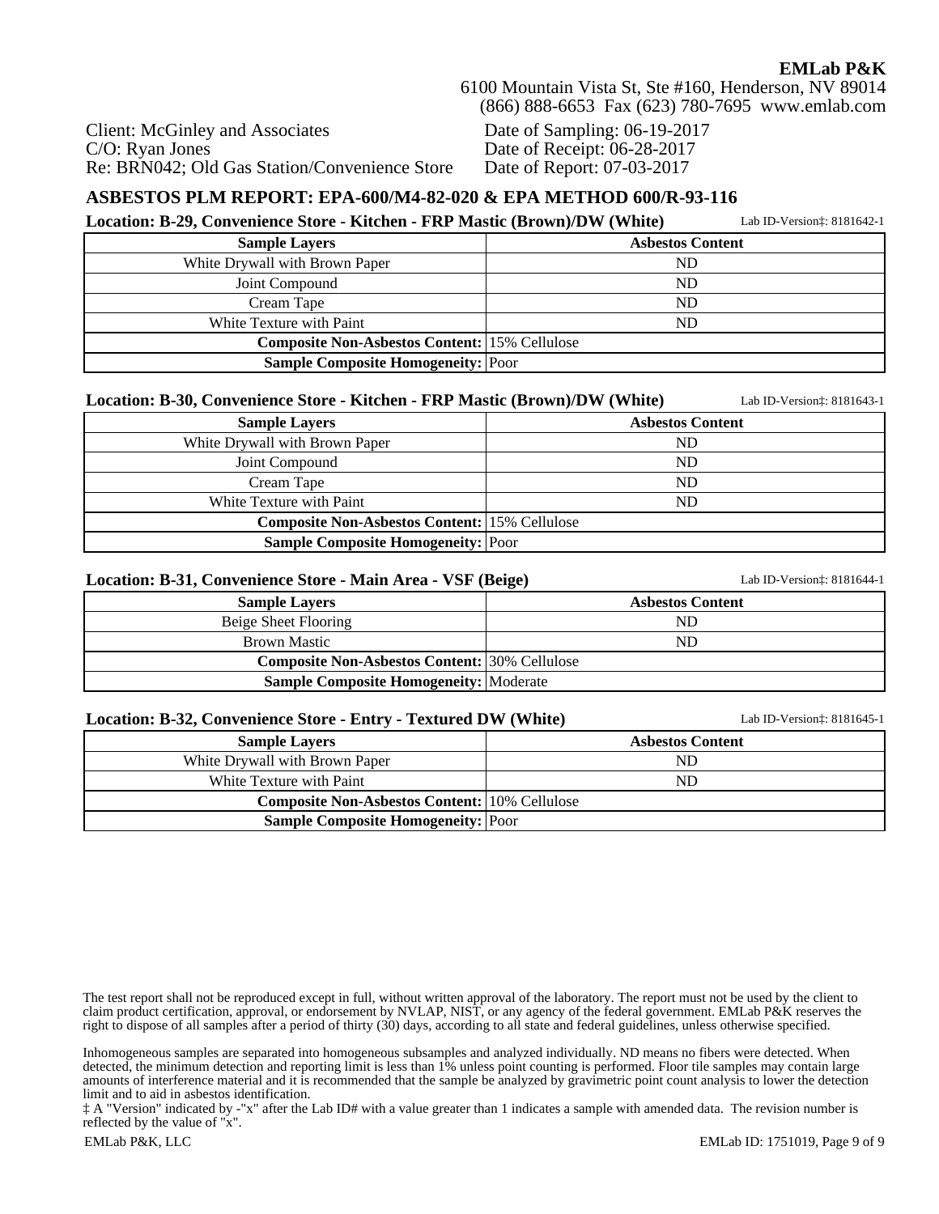**EMLab P&K**
6100 Mountain Vista St, Ste #160, Henderson, NV 89014
(866) 888-6653 Fax (623) 780-7695 www.emlab.com

Client: McGinley and Associates
C/O: Ryan Jones
Re: BRN042; Old Gas Station/Convenience Store

Date of Sampling: 06-19-2017
Date of Receipt: 06-28-2017
Date of Report: 07-03-2017

## ASBESTOS PLM REPORT: EPA-600/M4-82-020 & EPA METHOD 600/R-93-116

### Location: B-29, Convenience Store - Kitchen - FRP Mastic (Brown)/DW (White)

Lab ID-Version‡: 8181642-1

| Sample Layers | Asbestos Content |
|---|---|
| White Drywall with Brown Paper | ND |
| Joint Compound | ND |
| Cream Tape | ND |
| White Texture with Paint | ND |
| **Composite Non-Asbestos Content:** | 15% Cellulose |
| **Sample Composite Homogeneity:** | Poor |

### Location: B-30, Convenience Store - Kitchen - FRP Mastic (Brown)/DW (White)

Lab ID-Version‡: 8181643-1

| Sample Layers | Asbestos Content |
|---|---|
| White Drywall with Brown Paper | ND |
| Joint Compound | ND |
| Cream Tape | ND |
| White Texture with Paint | ND |
| **Composite Non-Asbestos Content:** | 15% Cellulose |
| **Sample Composite Homogeneity:** | Poor |

### Location: B-31, Convenience Store - Main Area - VSF (Beige)

Lab ID-Version‡: 8181644-1

| Sample Layers | Asbestos Content |
|---|---|
| Beige Sheet Flooring | ND |
| Brown Mastic | ND |
| **Composite Non-Asbestos Content:** | 30% Cellulose |
| **Sample Composite Homogeneity:** | Moderate |

### Location: B-32, Convenience Store - Entry - Textured DW (White)

Lab ID-Version‡: 8181645-1

| Sample Layers | Asbestos Content |
|---|---|
| White Drywall with Brown Paper | ND |
| White Texture with Paint | ND |
| **Composite Non-Asbestos Content:** | 10% Cellulose |
| **Sample Composite Homogeneity:** | Poor |

The test report shall not be reproduced except in full, without written approval of the laboratory. The report must not be used by the client to claim product certification, approval, or endorsement by NVLAP, NIST, or any agency of the federal government. EMLab P&K reserves the right to dispose of all samples after a period of thirty (30) days, according to all state and federal guidelines, unless otherwise specified.

Inhomogeneous samples are separated into homogeneous subsamples and analyzed individually. ND means no fibers were detected. When detected, the minimum detection and reporting limit is less than 1% unless point counting is performed. Floor tile samples may contain large amounts of interference material and it is recommended that the sample be analyzed by gravimetric point count analysis to lower the detection limit and to aid in asbestos identification.

‡ A "Version" indicated by -"x" after the Lab ID# with a value greater than 1 indicates a sample with amended data. The revision number is reflected by the value of "x".

EMLab P&K, LLC — EMLab ID: 1751019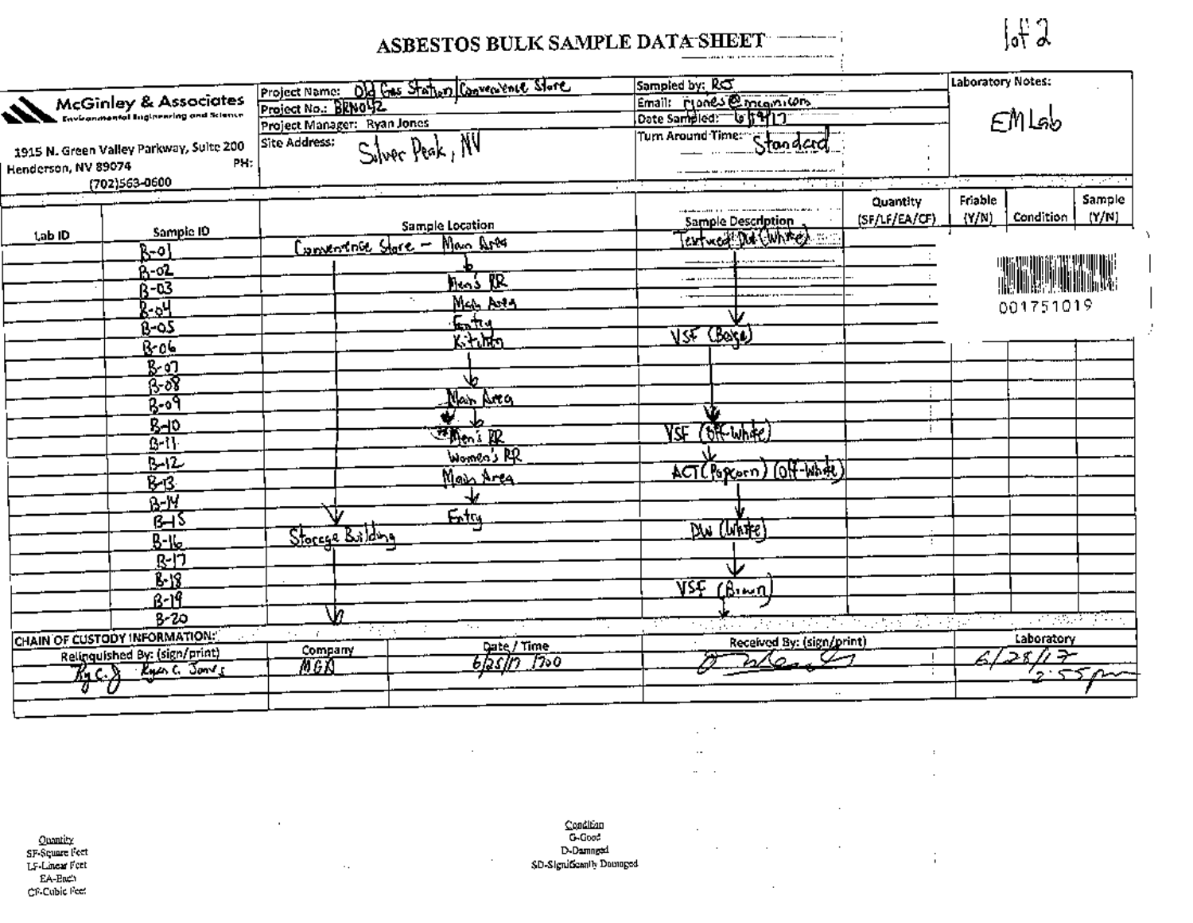# ASBESTOS BULK SAMPLE DATA SHEET

**McGinley & Associates**
Environmental Engineering and Science

1915 N. Green Valley Parkway, Suite 200
Henderson, NV 89074
PH: (702)563-0600

| | |
|---|---|
| Project Name: | Old Gas Station/Convenience Store |
| Project No.: | BRN042 |
| Project Manager: | Ryan Jones |
| Site Address: | Silver Peak, NV |
| Sampled by: | RCJ |
| Email: | rjones@mcgin.com |
| Date Sampled: | 6/19/17 |
| Turn Around Time: | Standard |
| Laboratory Notes: | EMLab |

001751019

| Lab ID | Sample ID | Sample Location | Sample Description | Quantity (SF/LF/EA/CF) | Friable (Y/N) | Condition | Sample (Y/N) |
|---|---|---|---|---|---|---|---|
| | B-01 | Convenience Store – Main Area | Textured DW (White) | | | | |
| | B-02 | ↓ | ↓ | | | | |
| | B-03 | Men's RR | ↓ | | | | |
| | B-04 | Main Area | ↓ | | | | |
| | B-05 | Entry | ↓ | | | | |
| | B-06 | Kitchen | VSF (Beige) | | | | |
| | B-07 | ↓ | ↓ | | | | |
| | B-08 | ↓ | ↓ | | | | |
| | B-09 | Main Area | ↓ | | | | |
| | B-10 | ↓ | ↓ | | | | |
| | B-11 | Men's RR | VSF (Off-White) | | | | |
| | B-12 | Women's RR | ↓ | | | | |
| | B-13 | Main Area | ACT (Popcorn) (Off-White) | | | | |
| | B-14 | ↓ | ↓ | | | | |
| | B-15 | Entry | ↓ | | | | |
| | B-16 | Storage Building | DW (White) | | | | |
| | B-17 | ↓ | ↓ | | | | |
| | B-18 | ↓ | ↓ | | | | |
| | B-19 | ↓ | VSF (Brown) | | | | |
| | B-20 | ↓ | ↓ | | | | |

**CHAIN OF CUSTODY INFORMATION:**

| Relinquished By: (sign/print) | Company | Date / Time | Received By: (sign/print) | Laboratory |
|---|---|---|---|---|
| RyC.J Ryan C. Jones | MGA | 6/25/17 1700 | [signature] | 6/28/17 2:55pm |

Quantity
SF-Square Feet
LF-Linear Feet
EA-Each
CF-Cubic Feet

Condition
G-Good
D-Damaged
SD-Significantly Damaged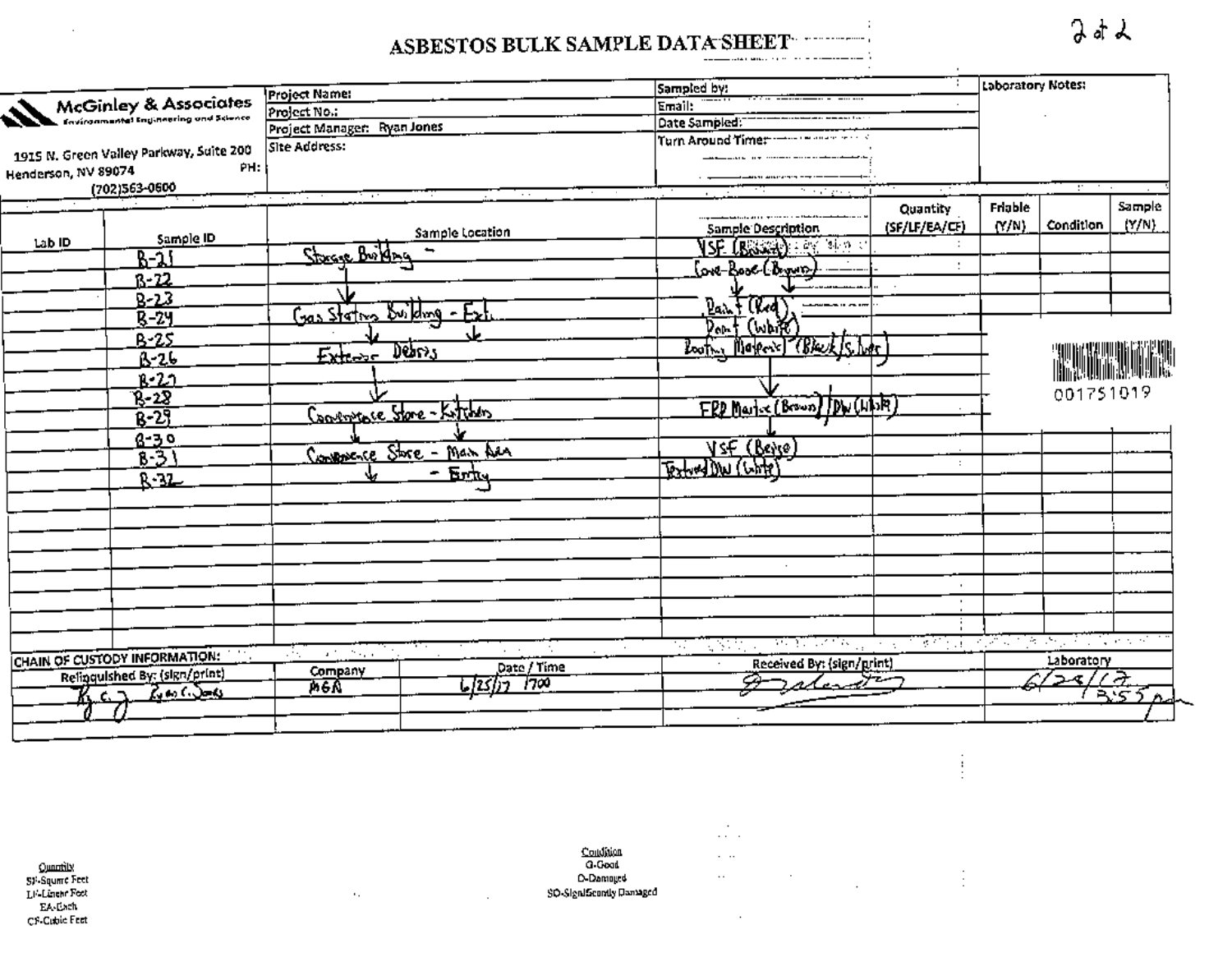# ASBESTOS BULK SAMPLE DATA SHEET

2 of 2

| McGinley & Associates Environmental Engineering and Science | Project Name: | Sampled by: | Laboratory Notes: |
|---|---|---|---|
| 1915 N. Green Valley Parkway, Suite 200 Henderson, NV 89074 PH: (702)563-0600 | Project No.: | Email: | |
| | Project Manager: Ryan Jones | Date Sampled: | |
| | Site Address: | Turn Around Time: | |

| Lab ID | Sample ID | Sample Location | Sample Description | Quantity (SF/LF/EA/CF) | Friable (Y/N) | Condition | Sample (Y/N) |
|---|---|---|---|---|---|---|---|
| | B-21 | Storage Building – | VSF (Beige) | | | | |
| | B-22 | ↓ | Cove Base (Brown) | | | | |
| | B-23 | ↓ | ↓ | | | | |
| | B-24 | Gas Station Building - Ext. | Paint (Red) | | | | |
| | B-25 | ↓ | Paint (White) | | | | |
| | B-26 | Exterior Debris | Roofing Material (Black/Silver) | | | | |
| | B-27 | ↓ | ↓ | | | | |
| | B-28 | ↓ | ↓ | | | | |
| | B-29 | Convenience Store - Kitchen | FRP Mastic (Brown) / DW (White) | | | | |
| | B-30 | ↓ | ↓ | | | | |
| | B-31 | Convenience Store - Main Area | VSF (Beige) | | | | |
| | B-32 | - Entry | Textured DW (White) | | | | |

001751019

| CHAIN OF CUSTODY INFORMATION: Relinquished By: (sign/print) | Company | Date / Time | Received By: (sign/print) | Laboratory |
|---|---|---|---|---|
| [signature] Ryan C. Jones | MGA | 6/25/17 1700 | [signature] | 6/28/17 3:55 pm |

**Quantity**
SF-Square Feet
LF-Linear Feet
EA-Each
CF-Cubic Feet

**Condition**
G-Good
D-Damaged
SD-Significantly Damaged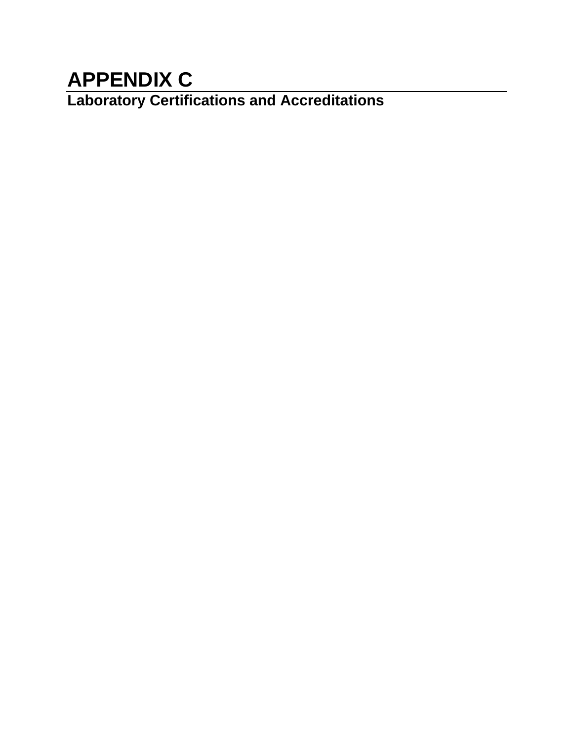# APPENDIX C

## Laboratory Certifications and Accreditations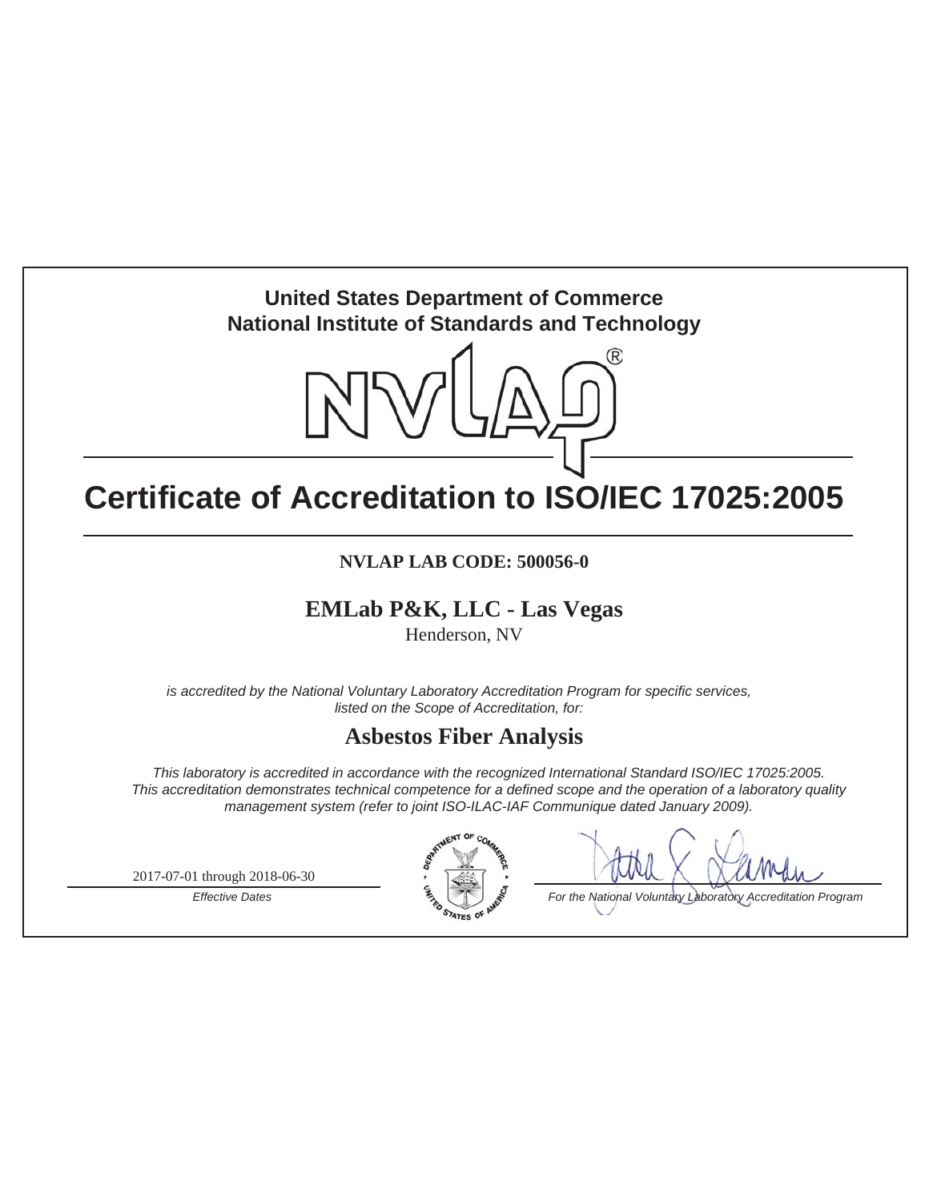**United States Department of Commerce**
**National Institute of Standards and Technology**

NVLAP®

# Certificate of Accreditation to ISO/IEC 17025:2005

**NVLAP LAB CODE: 500056-0**

## EMLab P&K, LLC - Las Vegas

Henderson, NV

*is accredited by the National Voluntary Laboratory Accreditation Program for specific services, listed on the Scope of Accreditation, for:*

## Asbestos Fiber Analysis

*This laboratory is accredited in accordance with the recognized International Standard ISO/IEC 17025:2005. This accreditation demonstrates technical competence for a defined scope and the operation of a laboratory quality management system (refer to joint ISO-ILAC-IAF Communique dated January 2009).*

2017-07-01 through 2018-06-30

*Effective Dates*

*For the National Voluntary Laboratory Accreditation Program*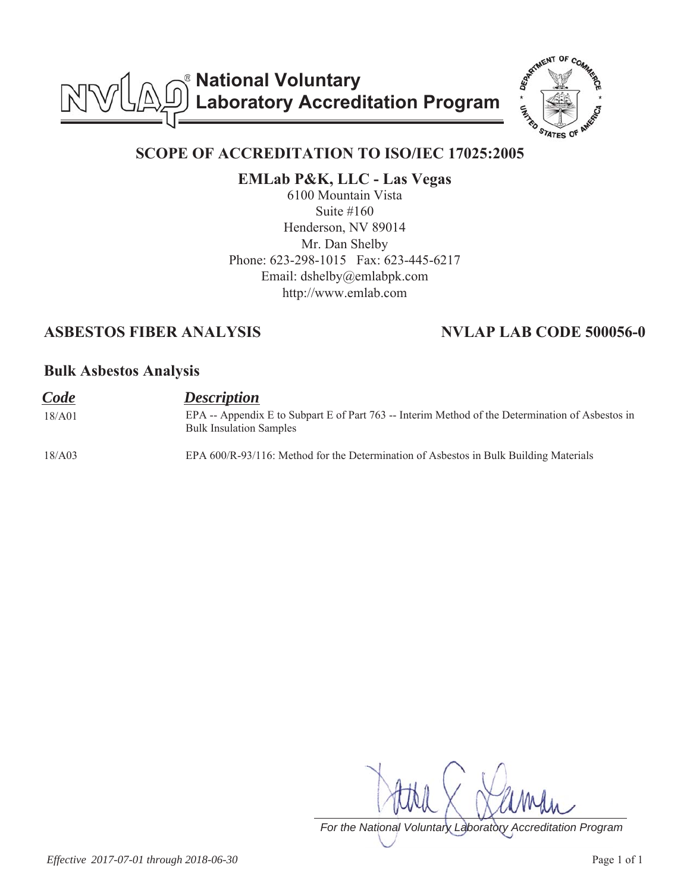# National Voluntary Laboratory Accreditation Program

## SCOPE OF ACCREDITATION TO ISO/IEC 17025:2005

**EMLab P&K, LLC - Las Vegas**

6100 Mountain Vista
Suite #160
Henderson, NV 89014
Mr. Dan Shelby
Phone: 623-298-1015 Fax: 623-445-6217
Email: dshelby@emlabpk.com
http://www.emlab.com

**ASBESTOS FIBER ANALYSIS** **NVLAP LAB CODE 500056-0**

### Bulk Asbestos Analysis

| ***Code*** | ***Description*** |
|---|---|
| 18/A01 | EPA -- Appendix E to Subpart E of Part 763 -- Interim Method of the Determination of Asbestos in Bulk Insulation Samples |
| 18/A03 | EPA 600/R-93/116: Method for the Determination of Asbestos in Bulk Building Materials |

*For the National Voluntary Laboratory Accreditation Program*

*Effective 2017-07-01 through 2018-06-30*